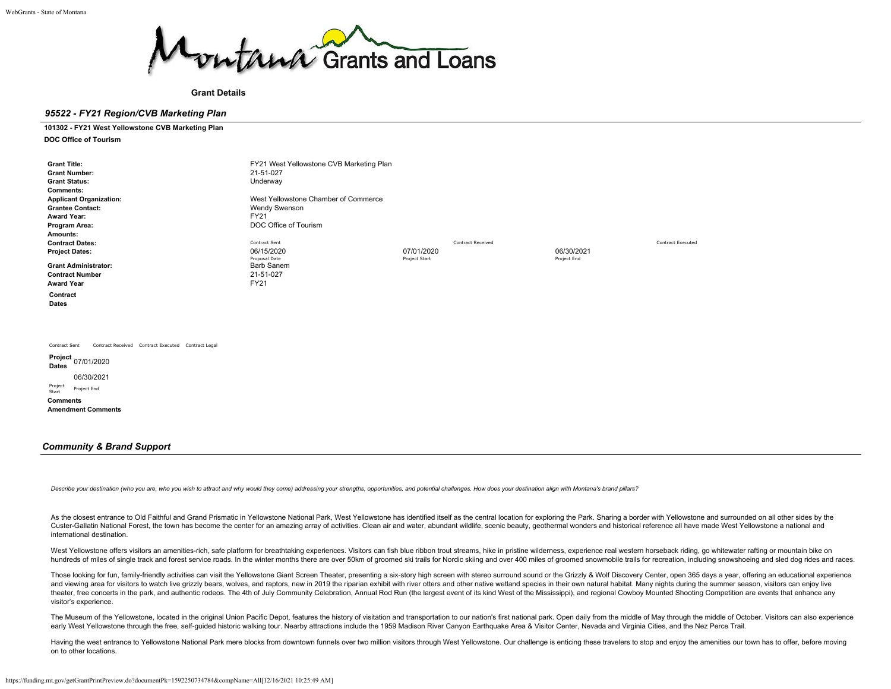Montana Grants and Loans

**Grant Details**

## *95522 - FY21 Region/CVB Marketing Plan*

**101302 - FY21 West Yellowstone CVB Marketing Plan**

**DOC Office of Tourism**

| | | | | |
|---|---|---|---|---|
| **Grant Title:** | FY21 West Yellowstone CVB Marketing Plan | | | |
| **Grant Number:** | 21-51-027 | | | |
| **Grant Status:** | Underway | | | |
| **Comments:** | | | | |
| **Applicant Organization:** | West Yellowstone Chamber of Commerce | | | |
| **Grantee Contact:** | Wendy Swenson | | | |
| **Award Year:** | FY21 | | | |
| **Program Area:** | DOC Office of Tourism | | | |
| **Amounts:** | | | | |
| **Contract Dates:** | Contract Sent | | Contract Received | Contract Executed |
| **Project Dates:** | 06/15/2020<br>Proposal Date | 07/01/2020<br>Project Start | 06/30/2021<br>Project End | |
| **Grant Administrator:** | Barb Sanem | | | |
| **Contract Number** | 21-51-027 | | | |
| **Award Year** | FY21 | | | |

**Contract Dates**

Contract Sent Contract Received Contract Executed Contract Legal

**Project Dates** 07/01/2020

06/30/2021

Project Start Project End

**Comments**

**Amendment Comments**

## *Community & Brand Support*

*Describe your destination (who you are, who you wish to attract and why would they come) addressing your strengths, opportunities, and potential challenges. How does your destination align with Montana's brand pillars?*

As the closest entrance to Old Faithful and Grand Prismatic in Yellowstone National Park, West Yellowstone has identified itself as the central location for exploring the Park. Sharing a border with Yellowstone and surrounded on all other sides by the Custer-Gallatin National Forest, the town has become the center for an amazing array of activities. Clean air and water, abundant wildlife, scenic beauty, geothermal wonders and historical reference all have made West Yellowstone a national and international destination.

West Yellowstone offers visitors an amenities-rich, safe platform for breathtaking experiences. Visitors can fish blue ribbon trout streams, hike in pristine wilderness, experience real western horseback riding, go whitewater rafting or mountain bike on hundreds of miles of single track and forest service roads. In the winter months there are over 50km of groomed ski trails for Nordic skiing and over 400 miles of groomed snowmobile trails for recreation, including snowshoeing and sled dog rides and races.

Those looking for fun, family-friendly activities can visit the Yellowstone Giant Screen Theater, presenting a six-story high screen with stereo surround sound or the Grizzly & Wolf Discovery Center, open 365 days a year, offering an educational experience and viewing area for visitors to watch live grizzly bears, wolves, and raptors, new in 2019 the riparian exhibit with river otters and other native wetland species in their own natural habitat. Many nights during the summer season, visitors can enjoy live theater, free concerts in the park, and authentic rodeos. The 4th of July Community Celebration, Annual Rod Run (the largest event of its kind West of the Mississippi), and regional Cowboy Mounted Shooting Competition are events that enhance any visitor's experience.

The Museum of the Yellowstone, located in the original Union Pacific Depot, features the history of visitation and transportation to our nation's first national park. Open daily from the middle of May through the middle of October. Visitors can also experience early West Yellowstone through the free, self-guided historic walking tour. Nearby attractions include the 1959 Madison River Canyon Earthquake Area & Visitor Center, Nevada and Virginia Cities, and the Nez Perce Trail.

Having the west entrance to Yellowstone National Park mere blocks from downtown funnels over two million visitors through West Yellowstone. Our challenge is enticing these travelers to stop and enjoy the amenities our town has to offer, before moving on to other locations.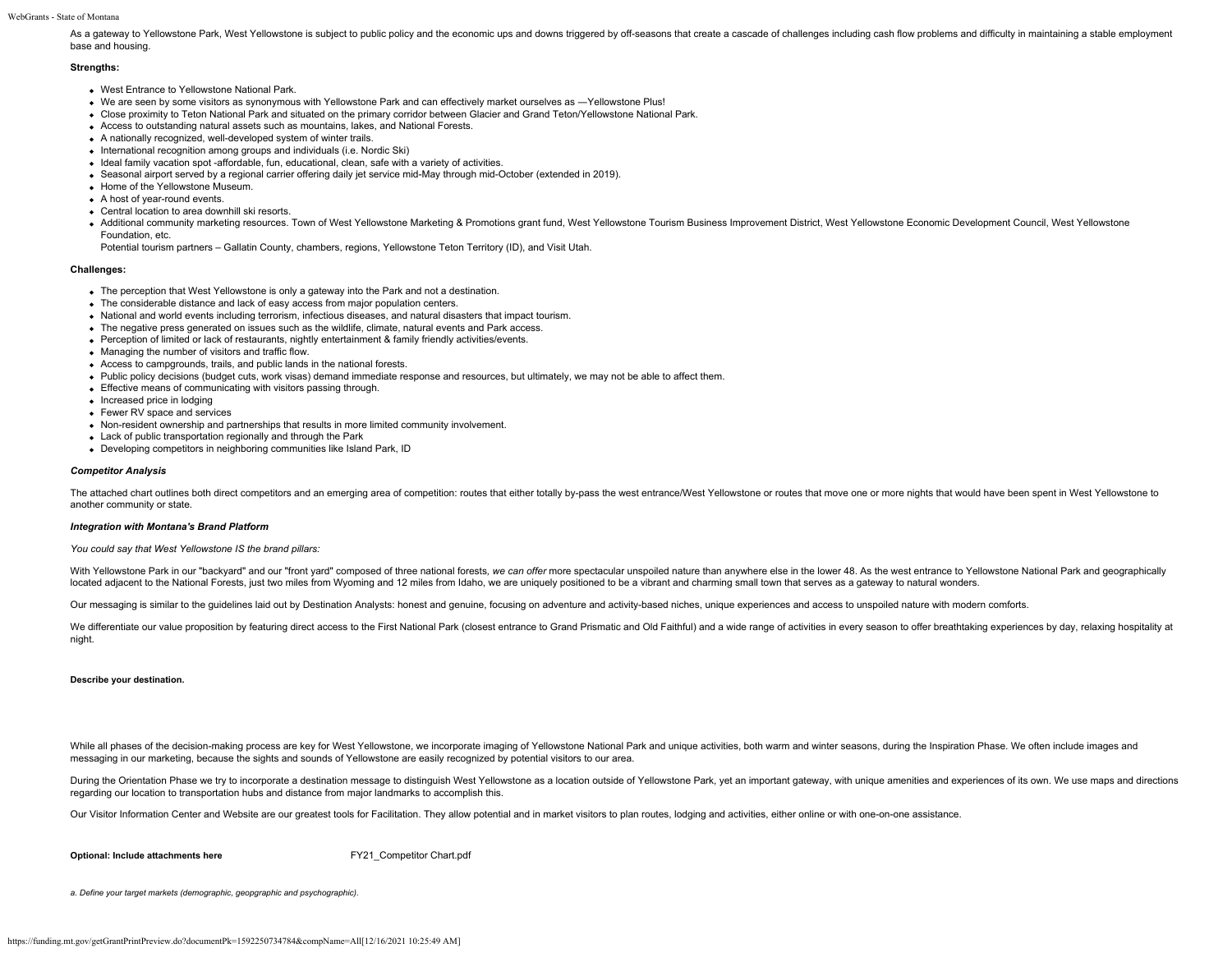As a gateway to Yellowstone Park, West Yellowstone is subject to public policy and the economic ups and downs triggered by off-seasons that create a cascade of challenges including cash flow problems and difficulty in maintaining a stable employment base and housing.

**Strengths:**

- West Entrance to Yellowstone National Park.
- We are seen by some visitors as synonymous with Yellowstone Park and can effectively market ourselves as —Yellowstone Plus!
- Close proximity to Teton National Park and situated on the primary corridor between Glacier and Grand Teton/Yellowstone National Park.
- Access to outstanding natural assets such as mountains, lakes, and National Forests.
- A nationally recognized, well-developed system of winter trails.
- International recognition among groups and individuals (i.e. Nordic Ski)
- Ideal family vacation spot -affordable, fun, educational, clean, safe with a variety of activities.
- Seasonal airport served by a regional carrier offering daily jet service mid-May through mid-October (extended in 2019).
- Home of the Yellowstone Museum.
- A host of year-round events.
- Central location to area downhill ski resorts.
- Additional community marketing resources. Town of West Yellowstone Marketing & Promotions grant fund, West Yellowstone Tourism Business Improvement District, West Yellowstone Economic Development Council, West Yellowstone Foundation, etc.
  Potential tourism partners – Gallatin County, chambers, regions, Yellowstone Teton Territory (ID), and Visit Utah.

**Challenges:**

- The perception that West Yellowstone is only a gateway into the Park and not a destination.
- The considerable distance and lack of easy access from major population centers.
- National and world events including terrorism, infectious diseases, and natural disasters that impact tourism.
- The negative press generated on issues such as the wildlife, climate, natural events and Park access.
- Perception of limited or lack of restaurants, nightly entertainment & family friendly activities/events.
- Managing the number of visitors and traffic flow.
- Access to campgrounds, trails, and public lands in the national forests.
- Public policy decisions (budget cuts, work visas) demand immediate response and resources, but ultimately, we may not be able to affect them.
- Effective means of communicating with visitors passing through.
- Increased price in lodging
- Fewer RV space and services
- Non-resident ownership and partnerships that results in more limited community involvement.
- Lack of public transportation regionally and through the Park
- Developing competitors in neighboring communities like Island Park, ID

***Competitor Analysis***

The attached chart outlines both direct competitors and an emerging area of competition: routes that either totally by-pass the west entrance/West Yellowstone or routes that move one or more nights that would have been spent in West Yellowstone to another community or state.

***Integration with Montana's Brand Platform***

*You could say that West Yellowstone IS the brand pillars:*

With Yellowstone Park in our "backyard" and our "front yard" composed of three national forests, *we can offer* more spectacular unspoiled nature than anywhere else in the lower 48. As the west entrance to Yellowstone National Park and geographically located adjacent to the National Forests, just two miles from Wyoming and 12 miles from Idaho, we are uniquely positioned to be a vibrant and charming small town that serves as a gateway to natural wonders.

Our messaging is similar to the guidelines laid out by Destination Analysts: honest and genuine, focusing on adventure and activity-based niches, unique experiences and access to unspoiled nature with modern comforts.

We differentiate our value proposition by featuring direct access to the First National Park (closest entrance to Grand Prismatic and Old Faithful) and a wide range of activities in every season to offer breathtaking experiences by day, relaxing hospitality at night.

**Describe your destination.**

While all phases of the decision-making process are key for West Yellowstone, we incorporate imaging of Yellowstone National Park and unique activities, both warm and winter seasons, during the Inspiration Phase. We often include images and messaging in our marketing, because the sights and sounds of Yellowstone are easily recognized by potential visitors to our area.

During the Orientation Phase we try to incorporate a destination message to distinguish West Yellowstone as a location outside of Yellowstone Park, yet an important gateway, with unique amenities and experiences of its own. We use maps and directions regarding our location to transportation hubs and distance from major landmarks to accomplish this.

Our Visitor Information Center and Website are our greatest tools for Facilitation. They allow potential and in market visitors to plan routes, lodging and activities, either online or with one-on-one assistance.

**Optional: Include attachments here** FY21_Competitor Chart.pdf

*a. Define your target markets (demographic, geopgraphic and psychographic).*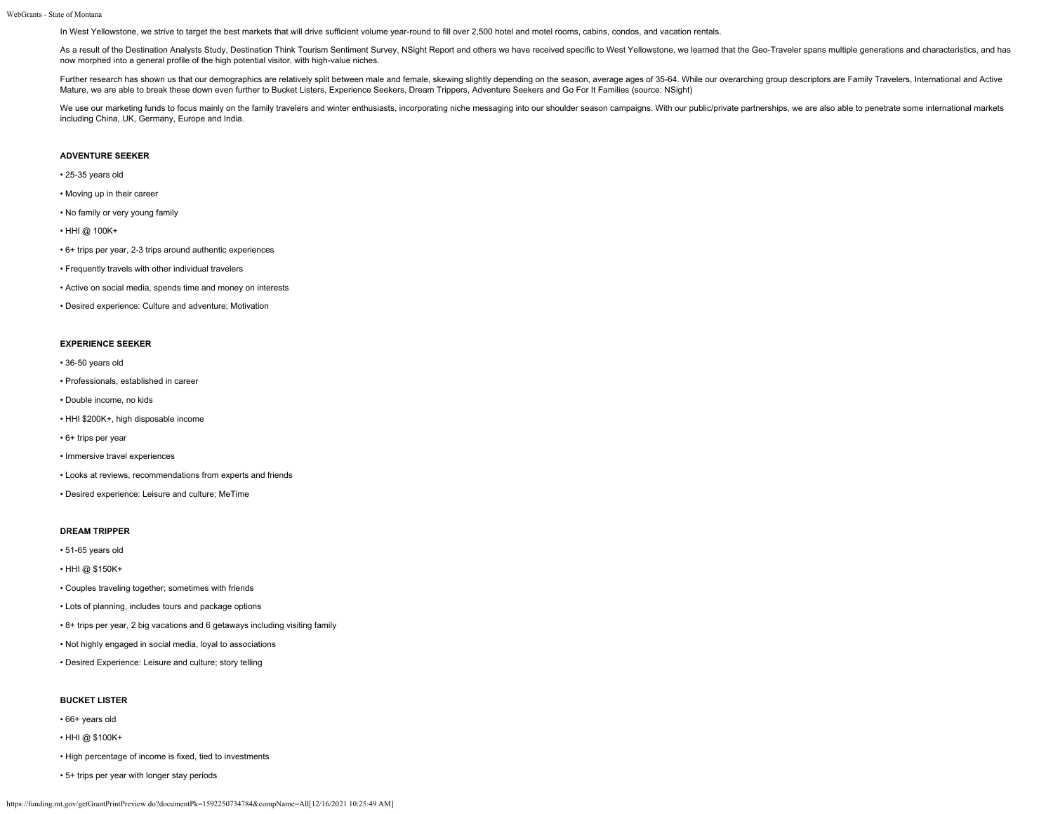In West Yellowstone, we strive to target the best markets that will drive sufficient volume year-round to fill over 2,500 hotel and motel rooms, cabins, condos, and vacation rentals.

As a result of the Destination Analysts Study, Destination Think Tourism Sentiment Survey, NSight Report and others we have received specific to West Yellowstone, we learned that the Geo-Traveler spans multiple generations and characteristics, and has now morphed into a general profile of the high potential visitor, with high-value niches.

Further research has shown us that our demographics are relatively split between male and female, skewing slightly depending on the season, average ages of 35-64. While our overarching group descriptors are Family Travelers, International and Active Mature, we are able to break these down even further to Bucket Listers, Experience Seekers, Dream Trippers, Adventure Seekers and Go For It Families (source: NSight)

We use our marketing funds to focus mainly on the family travelers and winter enthusiasts, incorporating niche messaging into our shoulder season campaigns. With our public/private partnerships, we are also able to penetrate some international markets including China, UK, Germany, Europe and India.

**ADVENTURE SEEKER**

- 25-35 years old
- Moving up in their career
- No family or very young family
- HHI @ 100K+
- 6+ trips per year, 2-3 trips around authentic experiences
- Frequently travels with other individual travelers
- Active on social media, spends time and money on interests
- Desired experience: Culture and adventure; Motivation

**EXPERIENCE SEEKER**

- 36-50 years old
- Professionals, established in career
- Double income, no kids
- HHI $200K+, high disposable income
- 6+ trips per year
- Immersive travel experiences
- Looks at reviews, recommendations from experts and friends
- Desired experience: Leisure and culture; MeTime

**DREAM TRIPPER**

- 51-65 years old
- HHI @ $150K+
- Couples traveling together; sometimes with friends
- Lots of planning, includes tours and package options
- 8+ trips per year, 2 big vacations and 6 getaways including visiting family
- Not highly engaged in social media, loyal to associations
- Desired Experience: Leisure and culture; story telling

**BUCKET LISTER**

- 66+ years old
- HHI @ $100K+
- High percentage of income is fixed, tied to investments
- 5+ trips per year with longer stay periods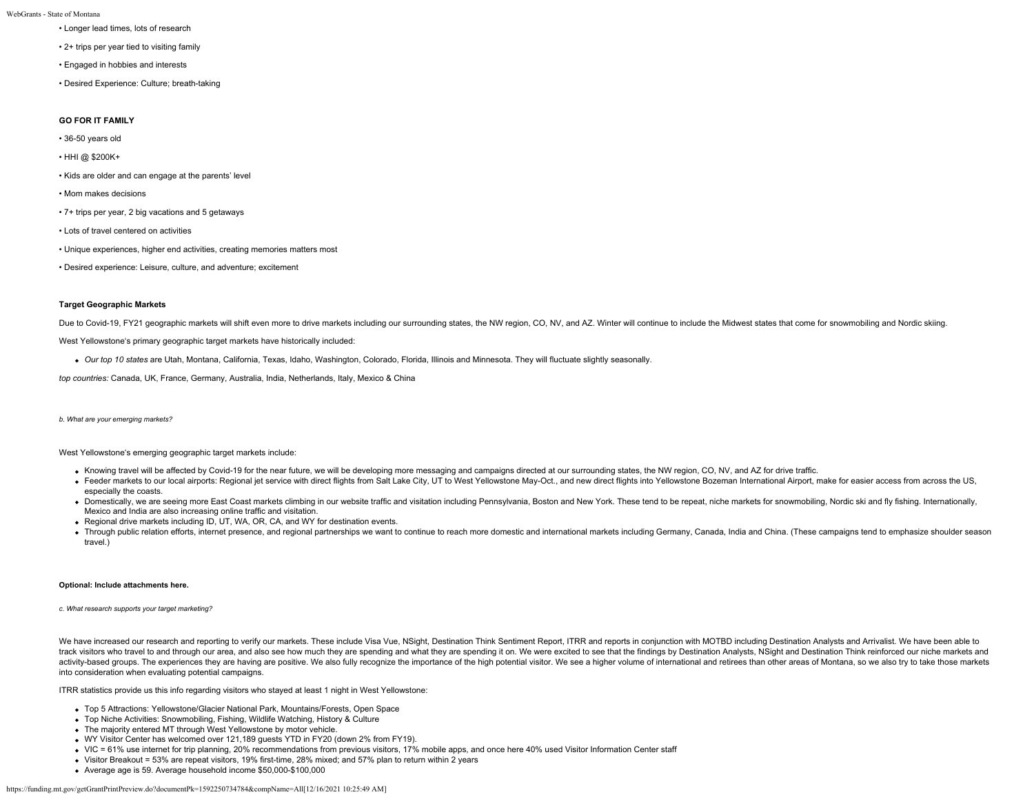- Longer lead times, lots of research
- 2+ trips per year tied to visiting family
- Engaged in hobbies and interests
- Desired Experience: Culture; breath-taking

**GO FOR IT FAMILY**

- 36-50 years old
- HHI @ $200K+
- Kids are older and can engage at the parents' level
- Mom makes decisions
- 7+ trips per year, 2 big vacations and 5 getaways
- Lots of travel centered on activities
- Unique experiences, higher end activities, creating memories matters most
- Desired experience: Leisure, culture, and adventure; excitement

**Target Geographic Markets**

Due to Covid-19, FY21 geographic markets will shift even more to drive markets including our surrounding states, the NW region, CO, NV, and AZ. Winter will continue to include the Midwest states that come for snowmobiling and Nordic skiing.

West Yellowstone's primary geographic target markets have historically included:

- *Our top 10 states* are Utah, Montana, California, Texas, Idaho, Washington, Colorado, Florida, Illinois and Minnesota. They will fluctuate slightly seasonally.

*top countries:* Canada, UK, France, Germany, Australia, India, Netherlands, Italy, Mexico & China

*b. What are your emerging markets?*

West Yellowstone's emerging geographic target markets include:

- Knowing travel will be affected by Covid-19 for the near future, we will be developing more messaging and campaigns directed at our surrounding states, the NW region, CO, NV, and AZ for drive traffic.
- Feeder markets to our local airports: Regional jet service with direct flights from Salt Lake City, UT to West Yellowstone May-Oct., and new direct flights into Yellowstone Bozeman International Airport, make for easier access from across the US, especially the coasts.
- Domestically, we are seeing more East Coast markets climbing in our website traffic and visitation including Pennsylvania, Boston and New York. These tend to be repeat, niche markets for snowmobiling, Nordic ski and fly fishing. Internationally, Mexico and India are also increasing online traffic and visitation.
- Regional drive markets including ID, UT, WA, OR, CA, and WY for destination events.
- Through public relation efforts, internet presence, and regional partnerships we want to continue to reach more domestic and international markets including Germany, Canada, India and China. (These campaigns tend to emphasize shoulder season travel.)

**Optional: Include attachments here.**

*c. What research supports your target marketing?*

We have increased our research and reporting to verify our markets. These include Visa Vue, NSight, Destination Think Sentiment Report, ITRR and reports in conjunction with MOTBD including Destination Analysts and Arrivalist. We have been able to track visitors who travel to and through our area, and also see how much they are spending and what they are spending it on. We were excited to see that the findings by Destination Analysts, NSight and Destination Think reinforced our niche markets and activity-based groups. The experiences they are having are positive. We also fully recognize the importance of the high potential visitor. We see a higher volume of international and retirees than other areas of Montana, so we also try to take those markets into consideration when evaluating potential campaigns.

ITRR statistics provide us this info regarding visitors who stayed at least 1 night in West Yellowstone:

- Top 5 Attractions: Yellowstone/Glacier National Park, Mountains/Forests, Open Space
- Top Niche Activities: Snowmobiling, Fishing, Wildlife Watching, History & Culture
- The majority entered MT through West Yellowstone by motor vehicle.
- WY Visitor Center has welcomed over 121,189 guests YTD in FY20 (down 2% from FY19).
- VIC = 61% use internet for trip planning, 20% recommendations from previous visitors, 17% mobile apps, and once here 40% used Visitor Information Center staff
- Visitor Breakout = 53% are repeat visitors, 19% first-time, 28% mixed; and 57% plan to return within 2 years
- Average age is 59. Average household income $50,000-$100,000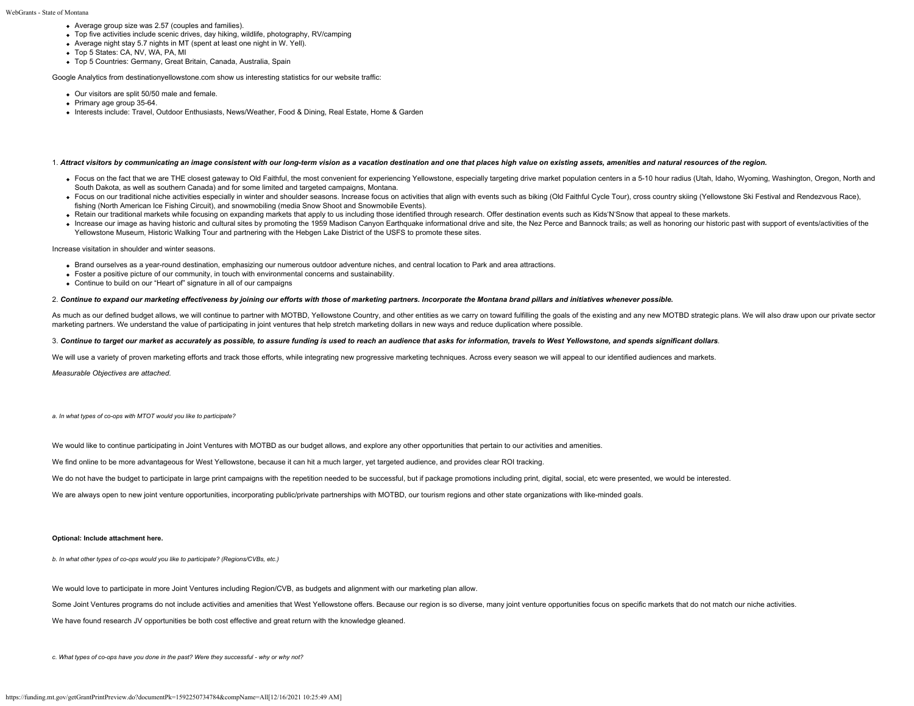- Average group size was 2.57 (couples and families).
- Top five activities include scenic drives, day hiking, wildlife, photography, RV/camping
- Average night stay 5.7 nights in MT (spent at least one night in W. Yell).
- Top 5 States: CA, NV, WA, PA, MI
- Top 5 Countries: Germany, Great Britain, Canada, Australia, Spain

Google Analytics from destinationyellowstone.com show us interesting statistics for our website traffic:

- Our visitors are split 50/50 male and female.
- Primary age group 35-64.
- Interests include: Travel, Outdoor Enthusiasts, News/Weather, Food & Dining, Real Estate, Home & Garden

1. ***Attract visitors by communicating an image consistent with our long-term vision as a vacation destination and one that places high value on existing assets, amenities and natural resources of the region.***

- Focus on the fact that we are THE closest gateway to Old Faithful, the most convenient for experiencing Yellowstone, especially targeting drive market population centers in a 5-10 hour radius (Utah, Idaho, Wyoming, Washington, Oregon, North and South Dakota, as well as southern Canada) and for some limited and targeted campaigns, Montana.
- Focus on our traditional niche activities especially in winter and shoulder seasons. Increase focus on activities that align with events such as biking (Old Faithful Cycle Tour), cross country skiing (Yellowstone Ski Festival and Rendezvous Race), fishing (North American Ice Fishing Circuit), and snowmobiling (media Snow Shoot and Snowmobile Events).
- Retain our traditional markets while focusing on expanding markets that apply to us including those identified through research. Offer destination events such as Kids'N'Snow that appeal to these markets.
- Increase our image as having historic and cultural sites by promoting the 1959 Madison Canyon Earthquake informational drive and site, the Nez Perce and Bannock trails; as well as honoring our historic past with support of events/activities of the Yellowstone Museum, Historic Walking Tour and partnering with the Hebgen Lake District of the USFS to promote these sites.

Increase visitation in shoulder and winter seasons.

- Brand ourselves as a year-round destination, emphasizing our numerous outdoor adventure niches, and central location to Park and area attractions.
- Foster a positive picture of our community, in touch with environmental concerns and sustainability.
- Continue to build on our "Heart of" signature in all of our campaigns

2. ***Continue to expand our marketing effectiveness by joining our efforts with those of marketing partners. Incorporate the Montana brand pillars and initiatives whenever possible.***

As much as our defined budget allows, we will continue to partner with MOTBD, Yellowstone Country, and other entities as we carry on toward fulfilling the goals of the existing and any new MOTBD strategic plans. We will also draw upon our private sector marketing partners. We understand the value of participating in joint ventures that help stretch marketing dollars in new ways and reduce duplication where possible.

3. ***Continue to target our market as accurately as possible, to assure funding is used to reach an audience that asks for information, travels to West Yellowstone, and spends significant dollars***.

We will use a variety of proven marketing efforts and track those efforts, while integrating new progressive marketing techniques. Across every season we will appeal to our identified audiences and markets.

*Measurable Objectives are attached.*

*a. In what types of co-ops with MTOT would you like to participate?*

We would like to continue participating in Joint Ventures with MOTBD as our budget allows, and explore any other opportunities that pertain to our activities and amenities.

We find online to be more advantageous for West Yellowstone, because it can hit a much larger, yet targeted audience, and provides clear ROI tracking.

We do not have the budget to participate in large print campaigns with the repetition needed to be successful, but if package promotions including print, digital, social, etc were presented, we would be interested.

We are always open to new joint venture opportunities, incorporating public/private partnerships with MOTBD, our tourism regions and other state organizations with like-minded goals.

**Optional: Include attachment here.**

*b. In what other types of co-ops would you like to participate? (Regions/CVBs, etc.)*

We would love to participate in more Joint Ventures including Region/CVB, as budgets and alignment with our marketing plan allow.

Some Joint Ventures programs do not include activities and amenities that West Yellowstone offers. Because our region is so diverse, many joint venture opportunities focus on specific markets that do not match our niche activities.

We have found research JV opportunities be both cost effective and great return with the knowledge gleaned.

*c. What types of co-ops have you done in the past? Were they successful - why or why not?*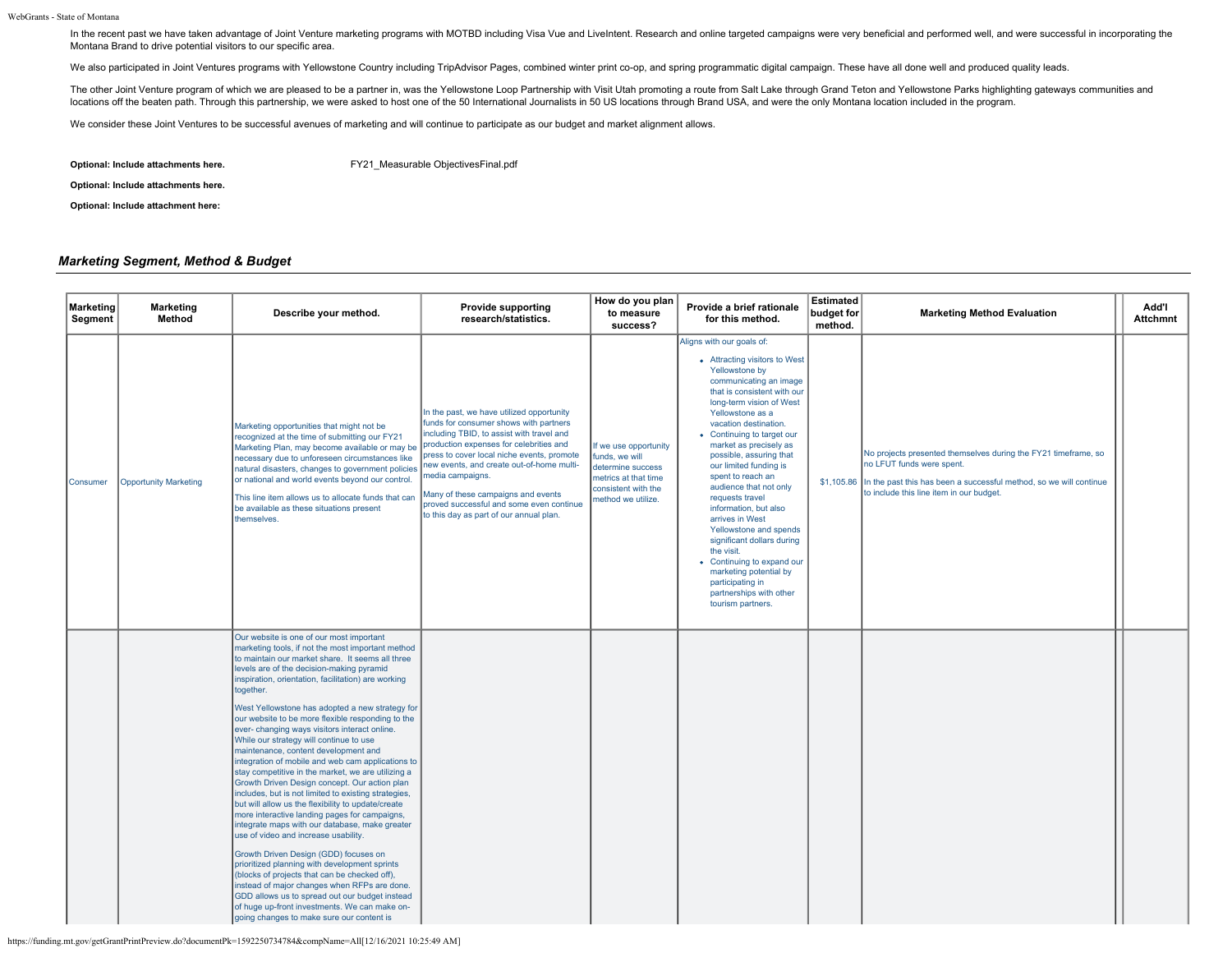In the recent past we have taken advantage of Joint Venture marketing programs with MOTBD including Visa Vue and LiveIntent. Research and online targeted campaigns were very beneficial and performed well, and were successful in incorporating the Montana Brand to drive potential visitors to our specific area.

We also participated in Joint Ventures programs with Yellowstone Country including TripAdvisor Pages, combined winter print co-op, and spring programmatic digital campaign. These have all done well and produced quality leads.

The other Joint Venture program of which we are pleased to be a partner in, was the Yellowstone Loop Partnership with Visit Utah promoting a route from Salt Lake through Grand Teton and Yellowstone Parks highlighting gateways communities and locations off the beaten path. Through this partnership, we were asked to host one of the 50 International Journalists in 50 US locations through Brand USA, and were the only Montana location included in the program.

We consider these Joint Ventures to be successful avenues of marketing and will continue to participate as our budget and market alignment allows.

**Optional: Include attachments here.** FY21_Measurable ObjectivesFinal.pdf

**Optional: Include attachments here.**

**Optional: Include attachment here:**

## *Marketing Segment, Method & Budget*

| Marketing Segment | Marketing Method | Describe your method. | Provide supporting research/statistics. | How do you plan to measure success? | Provide a brief rationale for this method. | Estimated budget for method. | Marketing Method Evaluation | Add'l Attchmnt |
|---|---|---|---|---|---|---|---|---|
| Consumer | Opportunity Marketing | Marketing opportunities that might not be recognized at the time of submitting our FY21 Marketing Plan, may become available or may be necessary due to unforeseen circumstances like natural disasters, changes to government policies or national and world events beyond our control.<br><br>This line item allows us to allocate funds that can be available as these situations present themselves. | In the past, we have utilized opportunity funds for consumer shows with partners including TBID, to assist with travel and production expenses for celebrities and press to cover local niche events, promote new events, and create out-of-home multi-media campaigns.<br><br>Many of these campaigns and events proved successful and some even continue to this day as part of our annual plan. | If we use opportunity funds, we will determine success metrics at that time consistent with the method we utilize. | Aligns with our goals of:<br>• Attracting visitors to West Yellowstone by communicating an image that is consistent with our long-term vision of West Yellowstone as a vacation destination.<br>• Continuing to target our market as precisely as possible, assuring that our limited funding is spent to reach an audience that not only requests travel information, but also arrives in West Yellowstone and spends significant dollars during the visit.<br>• Continuing to expand our marketing potential by participating in partnerships with other tourism partners. | $1,105.86 | No projects presented themselves during the FY21 timeframe, so no LFUT funds were spent.<br><br>In the past this has been a successful method, so we will continue to include this line item in our budget. | |
| | | Our website is one of our most important marketing tools, if not the most important method to maintain our market share. It seems all three levels are of the decision-making pyramid inspiration, orientation, facilitation) are working together.<br><br>West Yellowstone has adopted a new strategy for our website to be more flexible responding to the ever- changing ways visitors interact online. While our strategy will continue to use maintenance, content development and integration of mobile and web cam applications to stay competitive in the market, we are utilizing a Growth Driven Design concept. Our action plan includes, but is not limited to existing strategies, but will allow us the flexibility to update/create more interactive landing pages for campaigns, integrate maps with our database, make greater use of video and increase usability.<br><br>Growth Driven Design (GDD) focuses on prioritized planning with development sprints (blocks of projects that can be checked off), instead of major changes when RFPs are done. GDD allows us to spread out our budget instead of huge up-front investments. We can make on-going changes to make sure our content is | | | | | | |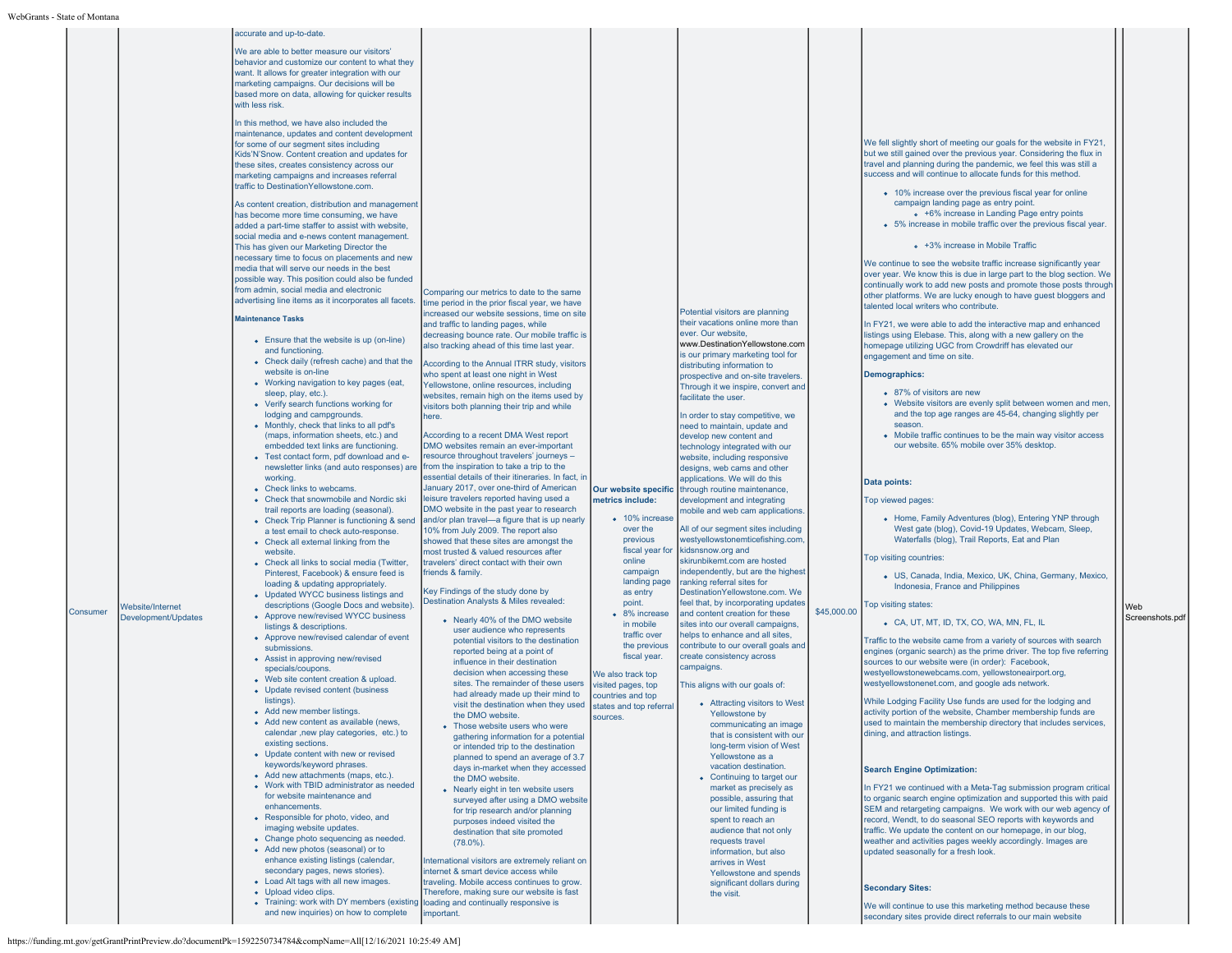| | | | | | | | | | |
|---|---|---|---|---|---|---|---|---|---|
| Consumer | Website/Internet Development/Updates | accurate and up-to-date.<br><br>We are able to better measure our visitors' behavior and customize our content to what they want. It allows for greater integration with our marketing campaigns. Our decisions will be based more on data, allowing for quicker results with less risk.<br><br>In this method, we have also included the maintenance, updates and content development for some of our segment sites including Kids'N'Snow. Content creation and updates for these sites, creates consistency across our marketing campaigns and increases referral traffic to DestinationYellowstone.com.<br><br>As content creation, distribution and management has become more time consuming, we have added a part-time staffer to assist with website, social media and e-news content management. This has given our Marketing Director the necessary time to focus on placements and new media that will serve our needs in the best possible way. This position could also be funded from admin, social media and electronic advertising line items as it incorporates all facets.<br><br>**Maintenance Tasks**<br><br>- Ensure that the website is up (on-line) and functioning.<br>- Check daily (refresh cache) and that the website is on-line<br>- Working navigation to key pages (eat, sleep, play, etc.).<br>- Verify search functions working for lodging and campgrounds.<br>- Monthly, check that links to all pdf's (maps, information sheets, etc.) and embedded text links are functioning.<br>- Test contact form, pdf download and e-newsletter links (and auto responses) are working.<br>- Check links to webcams.<br>- Check that snowmobile and Nordic ski trail reports are loading (seasonal).<br>- Check Trip Planner is functioning & send a test email to check auto-response.<br>- Check all external linking from the website.<br>- Check all links to social media (Twitter, Pinterest, Facebook) & ensure feed is loading & updating appropriately.<br>- Updated WYCC business listings and descriptions (Google Docs and website).<br>- Approve new/revised WYCC business listings & descriptions.<br>- Approve new/revised calendar of event submissions.<br>- Assist in approving new/revised specials/coupons.<br>- Web site content creation & upload.<br>- Update revised content (business listings).<br>- Add new member listings.<br>- Add new content as available (news, calendar ,new play categories, etc.) to existing sections.<br>- Update content with new or revised keywords/keyword phrases.<br>- Add new attachments (maps, etc.).<br>- Work with TBID administrator as needed for website maintenance and enhancements.<br>- Responsible for photo, video, and imaging website updates.<br>- Change photo sequencing as needed.<br>- Add new photos (seasonal) or to enhance existing listings (calendar, secondary pages, news stories).<br>- Load Alt tags with all new images.<br>- Upload video clips.<br>- Training: work with DY members (existing and new inquiries) on how to complete | Comparing our metrics to date to the same time period in the prior fiscal year, we have increased our website sessions, time on site and traffic to landing pages, while decreasing bounce rate. Our mobile traffic is also tracking ahead of this time last year.<br><br>According to the Annual ITRR study, visitors who spent at least one night in West Yellowstone, online resources, including websites, remain high on the items used by visitors both planning their trip and while here.<br><br>According to a recent DMA West report DMO websites remain an ever-important resource throughout travelers' journeys – from the inspiration to take a trip to the essential details of their itineraries. In fact, in January 2017, over one-third of American leisure travelers reported having used a DMO website in the past year to research and/or plan travel—a figure that is up nearly 10% from July 2009. The report also showed that these sites are amongst the most trusted & valued resources after travelers' direct contact with their own friends & family.<br><br>Key Findings of the study done by Destination Analysts & Miles revealed:<br><br>- Nearly 40% of the DMO website user audience who represents potential visitors to the destination reported being at a point of influence in their destination decision when accessing these sites. The remainder of these users had already made up their mind to visit the destination when they used the DMO website.<br>- Those website users who were gathering information for a potential or intended trip to the destination planned to spend an average of 3.7 days in-market when they accessed the DMO website.<br>- Nearly eight in ten website users surveyed after using a DMO website for trip research and/or planning purposes indeed visited the destination that site promoted (78.0%).<br><br>International visitors are extremely reliant on internet & smart device access while traveling. Mobile access continues to grow. Therefore, making sure our website is fast loading and continually responsive is important. | **Our website specific metrics include:**<br><br>- 10% increase over the previous fiscal year for online campaign landing page as entry point.<br>- 8% increase in mobile traffic over the previous fiscal year.<br><br>We also track top visited pages, top countries and top states and top referral sources. | Potential visitors are planning their vacations online more than ever. Our website, www.DestinationYellowstone.com is our primary marketing tool for distributing information to prospective and on-site travelers. Through it we inspire, convert and facilitate the user.<br><br>In order to stay competitive, we need to maintain, update and develop new content and technology integrated with our website, including responsive designs, web cams and other applications. We will do this through routine maintenance, development and integrating mobile and web cam applications.<br><br>All of our segment sites including westyellowstonemticefishing.com, kidsnsnow.org and skirunbikemt.com are hosted independently, but are the highest ranking referral sites for DestinationYellowstone.com. We feel that, by incorporating updates and content creation for these sites into our overall campaigns, helps to enhance and all sites, contribute to our overall goals and create consistency across campaigns.<br><br>This aligns with our goals of:<br><br>- Attracting visitors to West Yellowstone by communicating an image that is consistent with our long-term vision of West Yellowstone as a vacation destination.<br>- Continuing to target our market as precisely as possible, assuring that our limited funding is spent to reach an audience that not only requests travel information, but also arrives in West Yellowstone and spends significant dollars during the visit. | $45,000.00 | We fell slightly short of meeting our goals for the website in FY21, but we still gained over the previous year. Considering the flux in travel and planning during the pandemic, we feel this was still a success and will continue to allocate funds for this method.<br><br>- 10% increase over the previous fiscal year for online campaign landing page as entry point.<br>  - +6% increase in Landing Page entry points<br>- 5% increase in mobile traffic over the previous fiscal year.<br>  - +3% increase in Mobile Traffic<br><br>We continue to see the website traffic increase significantly year over year. We know this is due in large part to the blog section. We continually work to add new posts and promote those posts through other platforms. We are lucky enough to have guest bloggers and talented local writers who contribute.<br><br>In FY21, we were able to add the interactive map and enhanced listings using Elebase. This, along with a new gallery on the homepage utilizing UGC from Crowdriff has elevated our engagement and time on site.<br><br>**Demographics:**<br><br>- 87% of visitors are new<br>- Website visitors are evenly split between women and men, and the top age ranges are 45-64, changing slightly per season.<br>- Mobile traffic continues to be the main way visitor access our website. 65% mobile over 35% desktop.<br><br>**Data points:**<br><br>Top viewed pages:<br><br>- Home, Family Adventures (blog), Entering YNP through West gate (blog), Covid-19 Updates, Webcam, Sleep, Waterfalls (blog), Trail Reports, Eat and Plan<br><br>Top visiting countries:<br><br>- US, Canada, India, Mexico, UK, China, Germany, Mexico, Indonesia, France and Philippines<br><br>Top visiting states:<br><br>- CA, UT, MT, ID, TX, CO, WA, MN, FL, IL<br><br>Traffic to the website came from a variety of sources with search engines (organic search) as the prime driver. The top five referring sources to our website were (in order): Facebook, westyellowstonewebcams.com, yellowstoneairport.org, westyellowstonenet.com, and google ads network.<br><br>While Lodging Facility Use funds are used for the lodging and activity portion of the website, Chamber membership funds are used to maintain the membership directory that includes services, dining, and attraction listings.<br><br>**Search Engine Optimization:**<br><br>In FY21 we continued with a Meta-Tag submission program critical to organic search engine optimization and supported this with paid SEM and retargeting campaigns. We work with our web agency of record, Wendt, to do seasonal SEO reports with keywords and traffic. We update the content on our homepage, in our blog, weather and activities pages weekly accordingly. Images are updated seasonally for a fresh look.<br><br>**Secondary Sites:**<br><br>We will continue to use this marketing method because these secondary sites provide direct referrals to our main website | | Web Screenshots.pdf |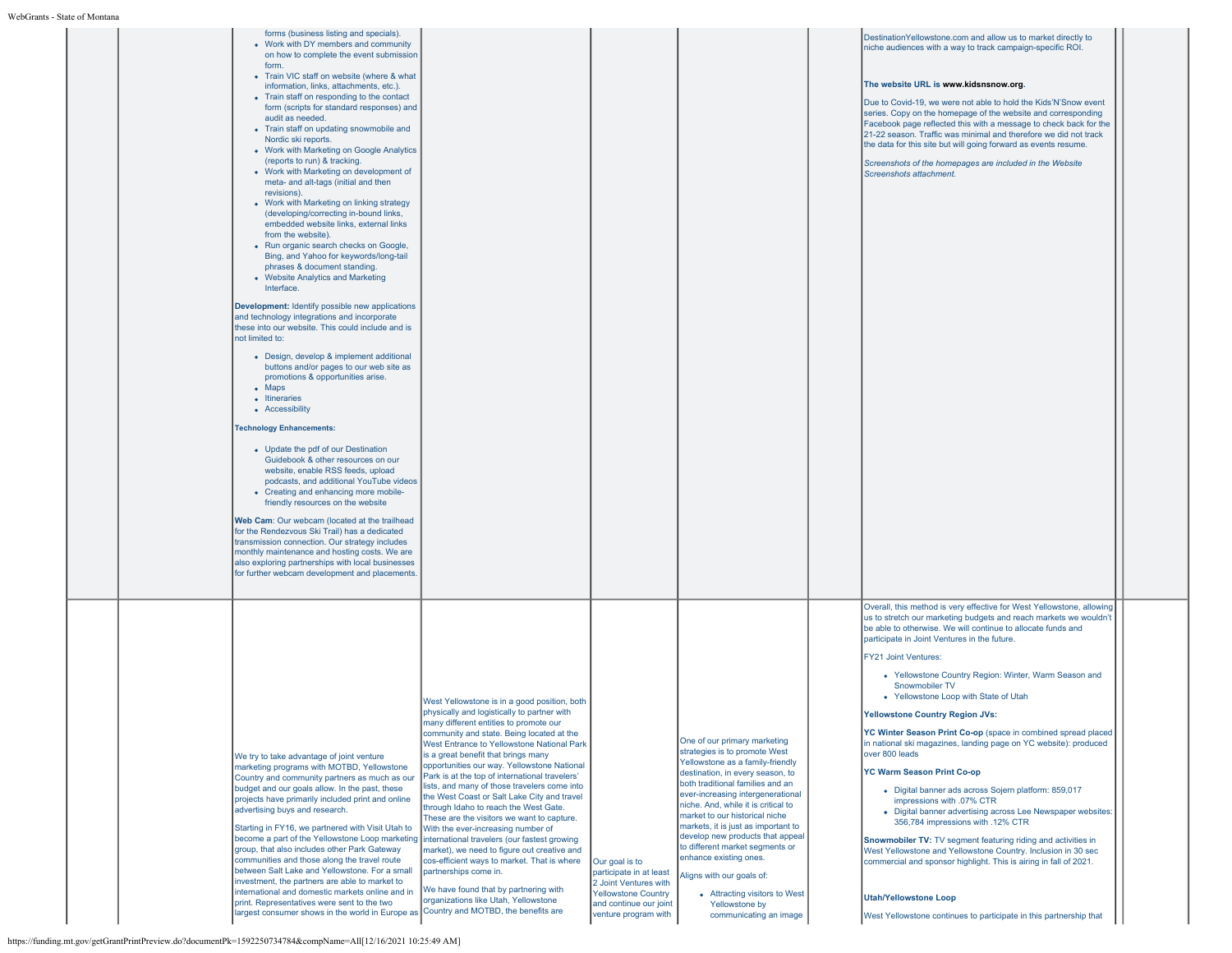| | | | | | | | | |
|---|---|---|---|---|---|---|---|---|
| | | forms (business listing and specials).<br>• Work with DY members and community on how to complete the event submission form.<br>• Train VIC staff on website (where & what information, links, attachments, etc.).<br>• Train staff on responding to the contact form (scripts for standard responses) and audit as needed.<br>• Train staff on updating snowmobile and Nordic ski reports.<br>• Work with Marketing on Google Analytics (reports to run) & tracking.<br>• Work with Marketing on development of meta- and alt-tags (initial and then revisions).<br>• Work with Marketing on linking strategy (developing/correcting in-bound links, embedded website links, external links from the website).<br>• Run organic search checks on Google, Bing, and Yahoo for keywords/long-tail phrases & document standing.<br>• Website Analytics and Marketing Interface.<br><br>**Development:** Identify possible new applications and technology integrations and incorporate these into our website. This could include and is not limited to:<br><br>• Design, develop & implement additional buttons and/or pages to our web site as promotions & opportunities arise.<br>• Maps<br>• Itineraries<br>• Accessibility<br><br>**Technology Enhancements:**<br><br>• Update the pdf of our Destination Guidebook & other resources on our website, enable RSS feeds, upload podcasts, and additional YouTube videos<br>• Creating and enhancing more mobile-friendly resources on the website<br><br>**Web Cam**: Our webcam (located at the trailhead for the Rendezvous Ski Trail) has a dedicated transmission connection. Our strategy includes monthly maintenance and hosting costs. We are also exploring partnerships with local businesses for further webcam development and placements. | | | | | DestinationYellowstone.com and allow us to market directly to niche audiences with a way to track campaign-specific ROI.<br><br>**The website URL is www.kidsnsnow.org.**<br><br>Due to Covid-19, we were not able to hold the Kids'N'Snow event series. Copy on the homepage of the website and corresponding Facebook page reflected this with a message to check back for the 21-22 season. Traffic was minimal and therefore we did not track the data for this site but will going forward as events resume.<br><br>*Screenshots of the homepages are included in the Website Screenshots attachment.* | |
| | | We try to take advantage of joint venture marketing programs with MOTBD, Yellowstone Country and community partners as much as our budget and our goals allow. In the past, these projects have primarily included print and online advertising buys and research.<br><br>Starting in FY16, we partnered with Visit Utah to become a part of the Yellowstone Loop marketing group, that also includes other Park Gateway communities and those along the travel route between Salt Lake and Yellowstone. For a small investment, the partners are able to market to international and domestic markets online and in print. Representatives were sent to the two largest consumer shows in the world in Europe as | West Yellowstone is in a good position, both physically and logistically to partner with many different entities to promote our community and state. Being located at the West Entrance to Yellowstone National Park is a great benefit that brings many opportunities our way. Yellowstone National Park is at the top of international travelers' lists, and many of those travelers come into the West Coast or Salt Lake City and travel through Idaho to reach the West Gate. These are the visitors we want to capture. With the ever-increasing number of international travelers (our fastest growing market), we need to figure out creative and cos-efficient ways to market. That is where partnerships come in.<br><br>We have found that by partnering with organizations like Utah, Yellowstone Country and MOTBD, the benefits are | Our goal is to participate in at least 2 Joint Ventures with Yellowstone Country and continue our joint venture program with | One of our primary marketing strategies is to promote West Yellowstone as a family-friendly destination, in every season, to both traditional families and an ever-increasing intergenerational niche. And, while it is critical to market to our historical niche markets, it is just as important to develop new products that appeal to different market segments or enhance existing ones.<br><br>Aligns with our goals of:<br><br>• Attracting visitors to West Yellowstone by communicating an image | | Overall, this method is very effective for West Yellowstone, allowing us to stretch our marketing budgets and reach markets we wouldn't be able to otherwise. We will continue to allocate funds and participate in Joint Ventures in the future.<br><br>FY21 Joint Ventures:<br><br>• Yellowstone Country Region: Winter, Warm Season and Snowmobiler TV<br>• Yellowstone Loop with State of Utah<br><br>**Yellowstone Country Region JVs:**<br><br>**YC Winter Season Print Co-op** (space in combined spread placed in national ski magazines, landing page on YC website): produced over 800 leads<br><br>**YC Warm Season Print Co-op**<br><br>• Digital banner ads across Sojern platform: 859,017 impressions with .07% CTR<br>• Digital banner advertising across Lee Newspaper websites: 356,784 impressions with .12% CTR<br><br>**Snowmobiler TV:** TV segment featuring riding and activities in West Yellowstone and Yellowstone Country. Inclusion in 30 sec commercial and sponsor highlight. This is airing in fall of 2021.<br><br>**Utah/Yellowstone Loop**<br><br>West Yellowstone continues to participate in this partnership that | |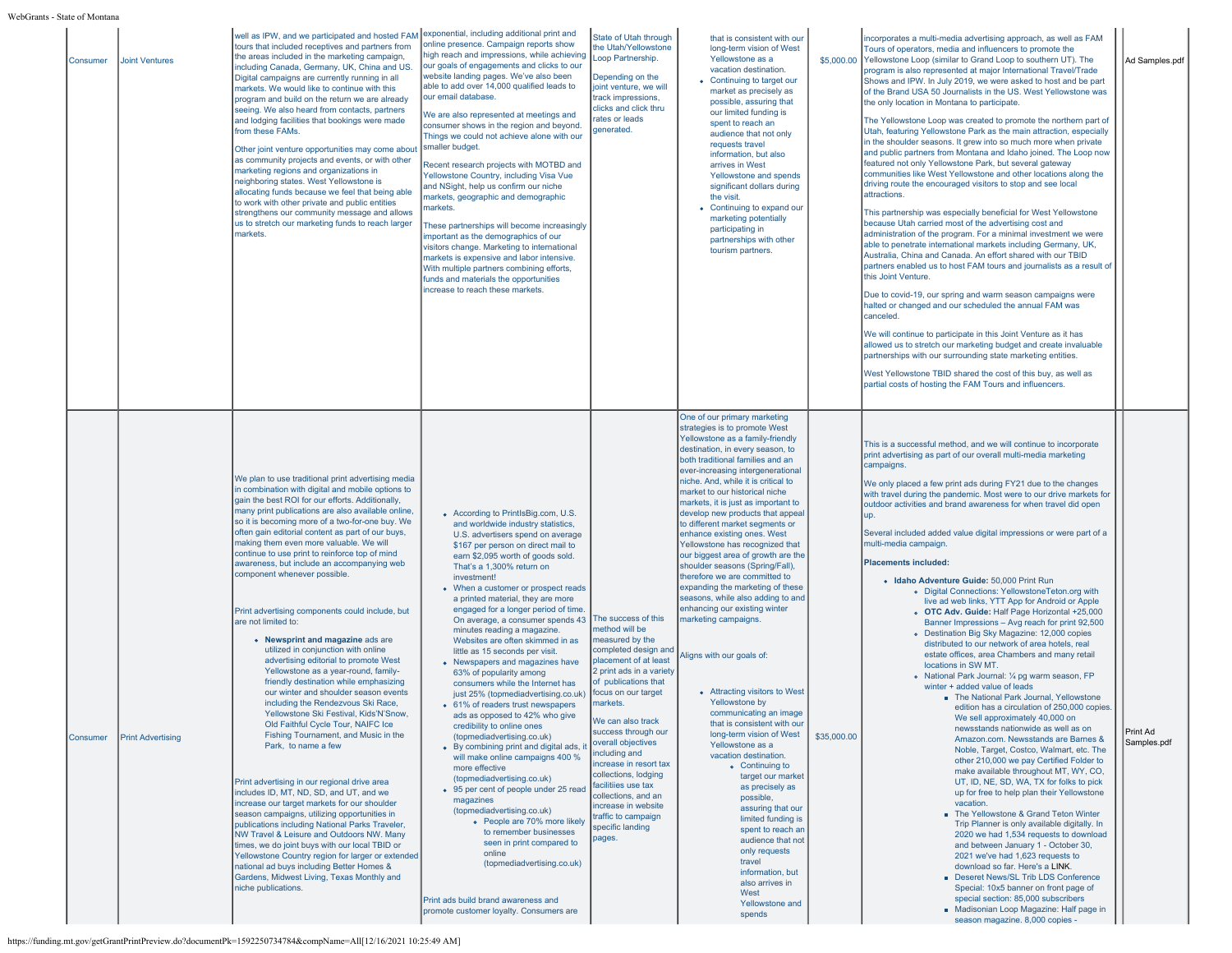| | | | | | | | | |
|---|---|---|---|---|---|---|---|---|
| Consumer | Joint Ventures | well as IPW, and we participated and hosted FAM tours that included receptives and partners from the areas included in the marketing campaign, including Canada, Germany, UK, China and US. Digital campaigns are currently running in all markets. We would like to continue with this program and build on the return we are already seeing. We also heard from contacts, partners and lodging facilities that bookings were made from these FAMs.<br><br>Other joint venture opportunities may come about as community projects and events, or with other marketing regions and organizations in neighboring states. West Yellowstone is allocating funds because we feel that being able to work with other private and public entities strengthens our community message and allows us to stretch our marketing funds to reach larger markets. | exponential, including additional print and online presence. Campaign reports show high reach and impressions, while achieving our goals of engagements and clicks to our website landing pages. We've also been able to add over 14,000 qualified leads to our email database.<br><br>We are also represented at meetings and consumer shows in the region and beyond. Things we could not achieve alone with our smaller budget.<br><br>Recent research projects with MOTBD and Yellowstone Country, including Visa Vue and NSight, help us confirm our niche markets, geographic and demographic markets.<br><br>These partnerships will become increasingly important as the demographics of our visitors change. Marketing to international markets is expensive and labor intensive. With multiple partners combining efforts, funds and materials the opportunities increase to reach these markets. | State of Utah through the Utah/Yellowstone Loop Partnership.<br><br>Depending on the joint venture, we will track impressions, clicks and click thru rates or leads generated. | that is consistent with our long-term vision of West Yellowstone as a vacation destination.<br>• Continuing to target our market as precisely as possible, assuring that our limited funding is spent to reach an audience that not only requests travel information, but also arrives in West Yellowstone and spends significant dollars during the visit.<br>• Continuing to expand our marketing potentially participating in partnerships with other tourism partners. | $5,000.00 | incorporates a multi-media advertising approach, as well as FAM Tours of operators, media and influencers to promote the Yellowstone Loop (similar to Grand Loop to southern UT). The program is also represented at major International Travel/Trade Shows and IPW. In July 2019, we were asked to host and be part of the Brand USA 50 Journalists in the US. West Yellowstone was the only location in Montana to participate.<br><br>The Yellowstone Loop was created to promote the northern part of Utah, featuring Yellowstone Park as the main attraction, especially in the shoulder seasons. It grew into so much more when private and public partners from Montana and Idaho joined. The Loop now featured not only Yellowstone Park, but several gateway communities like West Yellowstone and other locations along the driving route the encouraged visitors to stop and see local attractions.<br><br>This partnership was especially beneficial for West Yellowstone because Utah carried most of the advertising cost and administration of the program. For a minimal investment we were able to penetrate international markets including Germany, UK, Australia, China and Canada. An effort shared with our TBID partners enabled us to host FAM tours and journalists as a result of this Joint Venture.<br><br>Due to covid-19, our spring and warm season campaigns were halted or changed and our scheduled the annual FAM was canceled.<br><br>We will continue to participate in this Joint Venture as it has allowed us to stretch our marketing budget and create invaluable partnerships with our surrounding state marketing entities.<br><br>West Yellowstone TBID shared the cost of this buy, as well as partial costs of hosting the FAM Tours and influencers. | Ad Samples.pdf |
| Consumer | Print Advertising | We plan to use traditional print advertising media in combination with digital and mobile options to gain the best ROI for our efforts. Additionally, many print publications are also available online, so it is becoming more of a two-for-one buy. We often gain editorial content as part of our buys, making them even more valuable. We will continue to use print to reinforce top of mind awareness, but include an accompanying web component whenever possible.<br><br>Print advertising components could include, but are not limited to:<br>• **Newsprint and magazine** ads are utilized in conjunction with online advertising editorial to promote West Yellowstone as a year-round, family-friendly destination while emphasizing our winter and shoulder season events including the Rendezvous Ski Race, Yellowstone Ski Festival, Kids'N'Snow, Old Faithful Cycle Tour, NAIFC Ice Fishing Tournament, and Music in the Park, to name a few<br><br>Print advertising in our regional drive area includes ID, MT, ND, SD, and UT, and we increase our target markets for our shoulder season campaigns, utilizing opportunities in publications including National Parks Traveler, NW Travel & Leisure and Outdoors NW. Many times, we do joint buys with our local TBID or Yellowstone Country region for larger or extended national ad buys including Better Homes & Gardens, Midwest Living, Texas Monthly and niche publications. | • According to PrintIsBig.com, U.S. and worldwide industry statistics, U.S. advertisers spend on average $167 per person on direct mail to earn $2,095 worth of goods sold. That's a 1,300% return on investment!<br>• When a customer or prospect reads a printed material, they are more engaged for a longer period of time. On average, a consumer spends 43 minutes reading a magazine. Websites are often skimmed in as little as 15 seconds per visit.<br>• Newspapers and magazines have 63% of popularity among consumers while the Internet has just 25% (topmediadvertising.co.uk)<br>• 61% of readers trust newspapers ads as opposed to 42% who give credibility to online ones (topmediadvertising.co.uk)<br>• By combining print and digital ads, it will make online campaigns 400 % more effective (topmediadvertising.co.uk)<br>• 95 per cent of people under 25 read magazines (topmediadvertising.co.uk)<br>&nbsp;&nbsp;&nbsp;• People are 70% more likely to remember businesses seen in print compared to online (topmediadvertising.co.uk)<br><br>Print ads build brand awareness and promote customer loyalty. Consumers are | The success of this method will be measured by the completed design and placement of at least 2 print ads in a variety of publications that focus on our target markets.<br><br>We can also track success through our overall objectives including and increase in resort tax collections, lodging facilities use tax collections, and an increase in website traffic to campaign specific landing pages. | One of our primary marketing strategies is to promote West Yellowstone as a family-friendly destination, in every season, to both traditional families and an ever-increasing intergenerational niche. And, while it is critical to market to our historical niche markets, it is just as important to develop new products that appeal to different market segments or enhance existing ones. West Yellowstone has recognized that our biggest area of growth are the shoulder seasons (Spring/Fall), therefore we are committed to expanding the marketing of these seasons, while also adding to and enhancing our existing winter marketing campaigns.<br><br>Aligns with our goals of:<br><br>• Attracting visitors to West Yellowstone by communicating an image that is consistent with our long-term vision of West Yellowstone as a vacation destination.<br>&nbsp;&nbsp;&nbsp;• Continuing to target our market as precisely as possible, assuring that our limited funding is spent to reach an audience that not only requests travel information, but also arrives in West Yellowstone and spends | $35,000.00 | This is a successful method, and we will continue to incorporate print advertising as part of our overall multi-media marketing campaigns.<br><br>We only placed a few print ads during FY21 due to the changes with travel during the pandemic. Most were to our drive markets for outdoor activities and brand awareness for when travel did open up.<br><br>Several included added value digital impressions or were part of a multi-media campaign.<br><br>**Placements included:**<br>• **Idaho Adventure Guide:** 50,000 Print Run<br>&nbsp;&nbsp;&nbsp;• Digital Connections: YellowstoneTeton.org with live ad web links, YTT App for Android or Apple<br>&nbsp;&nbsp;&nbsp;• **OTC Adv. Guide:** Half Page Horizontal +25,000 Banner Impressions – Avg reach for print 92,500<br>&nbsp;&nbsp;&nbsp;• Destination Big Sky Magazine: 12,000 copies distributed to our network of area hotels, real estate offices, area Chambers and many retail locations in SW MT.<br>&nbsp;&nbsp;&nbsp;• National Park Journal: ¼ pg warm season, FP winter + added value of leads<br>&nbsp;&nbsp;&nbsp;&nbsp;&nbsp;&nbsp;▪ The National Park Journal, Yellowstone edition has a circulation of 250,000 copies. We sell approximately 40,000 on newsstands nationwide as well as on Amazon.com. Newsstands are Barnes & Noble, Target, Costco, Walmart, etc. The other 210,000 we pay Certified Folder to make available throughout MT, WY, CO, UT, ID, NE, SD, WA, TX for folks to pick up for free to help plan their Yellowstone vacation.<br>&nbsp;&nbsp;&nbsp;&nbsp;&nbsp;&nbsp;▪ The Yellowstone & Grand Teton Winter Trip Planner is only available digitally. In 2020 we had 1,534 requests to download and between January 1 - October 30, 2021 we've had 1,623 requests to download so far. Here's a LINK.<br>&nbsp;&nbsp;&nbsp;&nbsp;&nbsp;&nbsp;▪ Deseret News/SL Trib LDS Conference Special: 10x5 banner on front page of special section: 85,000 subscribers<br>&nbsp;&nbsp;&nbsp;&nbsp;&nbsp;&nbsp;▪ Madisonian Loop Magazine: Half page in season magazine. 8,000 copies - | Print Ad Samples.pdf |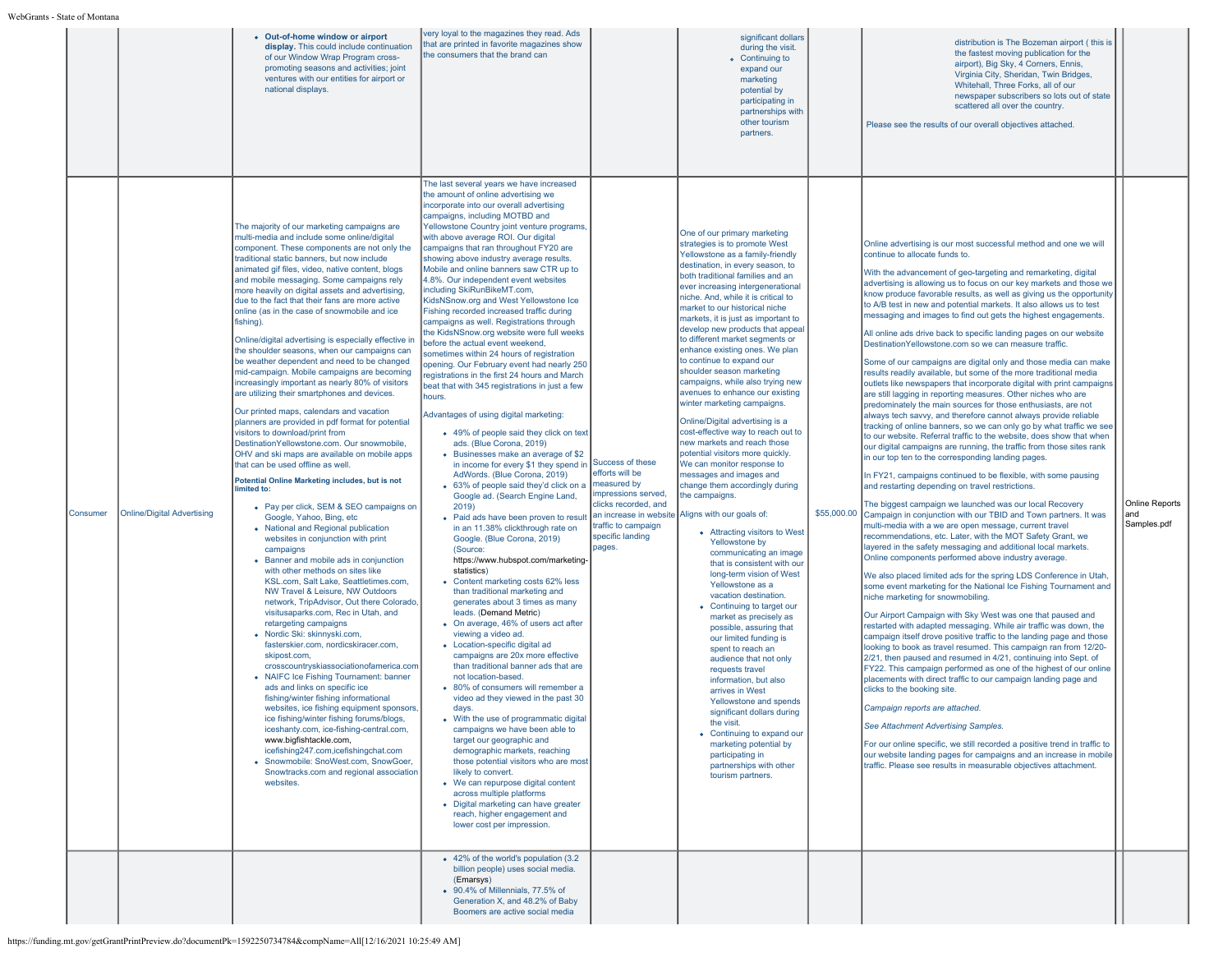| | | | | | | | | | |
|---|---|---|---|---|---|---|---|---|---|
| | | • **Out-of-home window or airport display.** This could include continuation of our Window Wrap Program cross-promoting seasons and activities; joint ventures with our entities for airport or national displays. | very loyal to the magazines they read. Ads that are printed in favorite magazines show the consumers that the brand can | | significant dollars during the visit.<br>• Continuing to expand our marketing potential by participating in partnerships with other tourism partners. | | distribution is The Bozeman airport ( this is the fastest moving publication for the airport), Big Sky, 4 Corners, Ennis, Virginia City, Sheridan, Twin Bridges, Whitehall, Three Forks, all of our newspaper subscribers so lots out of state scattered all over the country.<br><br>Please see the results of our overall objectives attached. | | |
| Consumer | Online/Digital Advertising | The majority of our marketing campaigns are multi-media and include some online/digital component. These components are not only the traditional static banners, but now include animated gif files, video, native content, blogs and mobile messaging. Some campaigns rely more heavily on digital assets and advertising, due to the fact that their fans are more active online (as in the case of snowmobile and ice fishing).<br><br>Online/digital advertising is especially effective in the shoulder seasons, when our campaigns can be weather dependent and need to be changed mid-campaign. Mobile campaigns are becoming increasingly important as nearly 80% of visitors are utilizing their smartphones and devices.<br><br>Our printed maps, calendars and vacation planners are provided in pdf format for potential visitors to download/print from DestinationYellowstone.com. Our snowmobile, OHV and ski maps are available on mobile apps that can be used offline as well.<br><br>**Potential Online Marketing includes, but is not limited to:**<br>• Pay per click, SEM & SEO campaigns on Google, Yahoo, Bing, etc<br>• National and Regional publication websites in conjunction with print campaigns<br>• Banner and mobile ads in conjunction with other methods on sites like KSL.com, Salt Lake, Seattletimes.com, NW Travel & Leisure, NW Outdoors network, TripAdvisor, Out there Colorado, visitusaparks.com, Rec in Utah, and retargeting campaigns<br>• Nordic Ski: skinnyski.com, fasterskier.com, nordicskiracer.com, skipost.com, crosscountryskiassociationofamerica.com<br>• NAIFC Ice Fishing Tournament: banner ads and links on specific ice fishing/winter fishing informational websites, ice fishing equipment sponsors, ice fishing/winter fishing forums/blogs, iceshanty.com, ice-fishing-central.com, www.bigfishtackle.com, icefishing247.com,icefishingchat.com<br>• Snowmobile: SnoWest.com, SnowGoer, Snowtracks.com and regional association websites. | The last several years we have increased the amount of online advertising we incorporate into our overall advertising campaigns, including MOTBD and Yellowstone Country joint venture programs, with above average ROI. Our digital campaigns that ran throughout FY20 are showing above industry average results. Mobile and online banners saw CTR up to 4.8%. Our independent event websites including SkiRunBikeMT.com, KidsNSnow.org and West Yellowstone Ice Fishing recorded increased traffic during campaigns as well. Registrations through the KidsNSnow.org website were full weeks before the actual event weekend, sometimes within 24 hours of registration opening. Our February event had nearly 250 registrations in the first 24 hours and March beat that with 345 registrations in just a few hours.<br><br>Advantages of using digital marketing:<br>• 49% of people said they click on text ads. (Blue Corona, 2019)<br>• Businesses make an average of $2 in income for every $1 they spend in AdWords. (Blue Corona, 2019)<br>• 63% of people said they'd click on a Google ad. (Search Engine Land, 2019)<br>• Paid ads have been proven to result in an 11.38% clickthrough rate on Google. (Blue Corona, 2019) (Source: https://www.hubspot.com/marketing-statistics)<br>• Content marketing costs 62% less than traditional marketing and generates about 3 times as many leads. (Demand Metric)<br>• On average, 46% of users act after viewing a video ad.<br>• Location-specific digital ad campaigns are 20x more effective than traditional banner ads that are not location-based.<br>• 80% of consumers will remember a video ad they viewed in the past 30 days.<br>• With the use of programmatic digital campaigns we have been able to target our geographic and demographic markets, reaching those potential visitors who are most likely to convert.<br>• We can repurpose digital content across multiple platforms<br>• Digital marketing can have greater reach, higher engagement and lower cost per impression. | Success of these efforts will be measured by impressions served, clicks recorded, and an increase in website traffic to campaign specific landing pages. | One of our primary marketing strategies is to promote West Yellowstone as a family-friendly destination, in every season, to both traditional families and an ever increasing intergenerational niche. And, while it is critical to market to our historical niche markets, it is just as important to develop new products that appeal to different market segments or enhance existing ones. We plan to continue to expand our shoulder season marketing campaigns, while also trying new avenues to enhance our existing winter marketing campaigns.<br><br>Online/Digital advertising is a cost-effective way to reach out to new markets and reach those potential visitors more quickly. We can monitor response to messages and images and change them accordingly during the campaigns.<br><br>Aligns with our goals of:<br>• Attracting visitors to West Yellowstone by communicating an image that is consistent with our long-term vision of West Yellowstone as a vacation destination.<br>• Continuing to target our market as precisely as possible, assuring that our limited funding is spent to reach an audience that not only requests travel information, but also arrives in West Yellowstone and spends significant dollars during the visit.<br>• Continuing to expand our marketing potential by participating in partnerships with other tourism partners. | $55,000.00 | Online advertising is our most successful method and one we will continue to allocate funds to.<br><br>With the advancement of geo-targeting and remarketing, digital advertising is allowing us to focus on our key markets and those we know produce favorable results, as well as giving us the opportunity to A/B test in new and potential markets. It also allows us to test messaging and images to find out gets the highest engagements.<br><br>All online ads drive back to specific landing pages on our website DestinationYellowstone.com so we can measure traffic.<br><br>Some of our campaigns are digital only and those media can make results readily available, but some of the more traditional media outlets like newspapers that incorporate digital with print campaigns are still lagging in reporting measures. Other niches who are predominately the main sources for those enthusiasts, are not always tech savvy, and therefore cannot always provide reliable tracking of online banners, so we can only go by what traffic we see to our website. Referral traffic to the website, does show that when our digital campaigns are running, the traffic from those sites rank in our top ten to the corresponding landing pages.<br><br>In FY21, campaigns continued to be flexible, with some pausing and restarting depending on travel restrictions.<br><br>The biggest campaign we launched was our local Recovery Campaign in conjunction with our TBID and Town partners. It was multi-media with a we are open message, current travel recommendations, etc. Later, with the MOT Safety Grant, we layered in the safety messaging and additional local markets. Online components performed above industry average.<br><br>We also placed limited ads for the spring LDS Conference in Utah, some event marketing for the National Ice Fishing Tournament and niche marketing for snowmobiling.<br><br>Our Airport Campaign with Sky West was one that paused and restarted with adapted messaging. While air traffic was down, the campaign itself drove positive traffic to the landing page and those looking to book as travel resumed. This campaign ran from 12/20-2/21, then paused and resumed in 4/21, continuing into Sept. of FY22. This campaign performed as one of the highest of our online placements with direct traffic to our campaign landing page and clicks to the booking site.<br><br>*Campaign reports are attached.*<br><br>*See Attachment Advertising Samples.*<br><br>For our online specific, we still recorded a positive trend in traffic to our website landing pages for campaigns and an increase in mobile traffic. Please see results in measurable objectives attachment. | | Online Reports and Samples.pdf |
| | | | • 42% of the world's population (3.2 billion people) uses social media. (Emarsys)<br>• 90.4% of Millennials, 77.5% of Generation X, and 48.2% of Baby Boomers are active social media | | | | | | |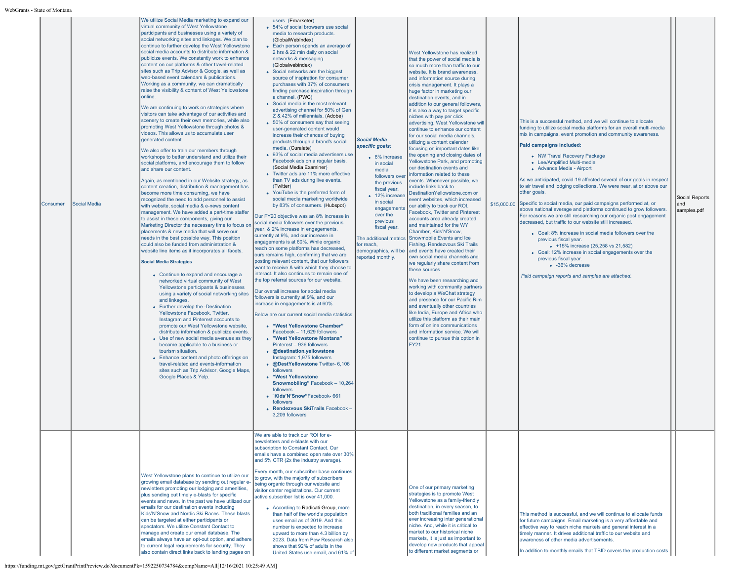| | | | | | | | | | |
|---|---|---|---|---|---|---|---|---|---|
| Consumer | Social Media | We utilize Social Media marketing to expand our virtual community of West Yellowstone participants and businesses using a variety of social networking sites and linkages. We plan to continue to further develop the West Yellowstone social media accounts to distribute information & publicize events. We constantly work to enhance content on our platforms & other travel-related sites such as Trip Advisor & Google, as well as web-based event calendars & publications. Working as a community, we can dramatically raise the visibility & content of West Yellowstone online.<br><br>We are continuing to work on strategies where visitors can take advantage of our activities and scenery to create their own memories, while also promoting West Yellowstone through photos & videos. This allows us to accumulate user generated content.<br><br>We also offer to train our members through workshops to better understand and utilize their social platforms, and encourage them to follow and share our content.<br><br>Again, as mentioned in our Website strategy, as content creation, distribution & management has become more time consuming, we have recognized the need to add personnel to assist with website, social media & e-news content management. We have added a part-time staffer to assist in these components, giving our Marketing Director the necessary time to focus on placements & new media that will serve our needs in the best possible way. This position could also be funded from administration & website line items as it incorporates all facets.<br><br>**Social Media Strategies**<br><br>• Continue to expand and encourage a networked virtual community of West Yellowstone participants & businesses using a variety of social networking sites and linkages.<br>• Further develop the -Destination Yellowstone Facebook, Twitter, Instagram and Pinterest accounts to promote our West Yellowstone website, distribute information & publicize events.<br>• Use of new social media avenues as they become applicable to a business or tourism situation.<br>• Enhance content and photo offerings on travel-related and events-information sites such as Trip Advisor, Google Maps, Google Places & Yelp. | users. (Emarketer)<br>• 54% of social browsers use social media to research products. (GlobalWebIndex)<br>• Each person spends an average of 2 hrs & 22 min daily on social networks & messaging. (Globalwebindex)<br>• Social networks are the biggest source of inspiration for consumer purchases with 37% of consumers finding purchase inspiration through a channel. (PWC)<br>• Social media is the most relevant advertising channel for 50% of Gen Z & 42% of millennials. (Adobe)<br>• 50% of consumers say that seeing user-generated content would increase their chances of buying products through a brand's social media. (Curalate)<br>• 93% of social media advertisers use Facebook ads on a regular basis. (Social Media Examiner)<br>• Twitter ads are 11% more effective than TV ads during live events. (Twitter)<br>• YouTube is the preferred form of social media marketing worldwide by 83% of consumers. (Hubspot)<br><br>Our FY20 objective was an 8% increase in social media followers over the previous year, & 2% increase in engagements. currently at 9%, and our increase in engagements is at 60%. While organic reach on some platforms has decreased, ours remains high, confirming that we are posting relevant content, that our followers want to receive & with which they choose to interact. It also continues to remain one of the top referral sources for our website.<br><br>Our overall increase for social media followers is currently at 9%, and our increase in engagements is at 60%.<br><br>Below are our current social media statistics:<br><br>• **"West Yellowstone Chamber"** Facebook – 11,629 followers<br>• **"West Yellowstone Montana"** Pinterest – 936 followers<br>• **@destination.yellowstone** Instagram: 1,975 followers<br>• **@DestYellowstone** Twitter- 6,106 followers<br>• **"West Yellowstone Snowmobiling"** Facebook – 10,264 followers<br>• "**Kids'N'Snow"**Facebook- 661 followers<br>• **Rendezvous SkiTrails** Facebook – 3,209 followers | ***Social Media specific goals:***<br><br>• 8% increase in social media followers over the previous fiscal year.<br>• 12% increase in social engagements over the previous fiscal year.<br><br>The additional metrics for reach, demographics, will be reported monthly. | West Yellowstone has realized that the power of social media is so much more than traffic to our website. It is brand awareness, and information source during crisis management. It plays a huge factor in marketing our destination events, and in addition to our general followers, it is also a way to target specific niches with pay per click advertising. West Yellowstone will continue to enhance our content for our social media channels, utilizing a content calendar focusing on important dates like the opening and closing dates of Yellowstone Park, and promoting our destination events and information related to these events. Whenever possible, we include links back to DestinationYellowstone.com or event websites, which increased our ability to track our ROI. Facebook, Twitter and Pinterest accounts area already created and maintained for the WY Chamber, Kids'N'Snow, Snowmobile Events and Ice Fishing. Rendezvous Ski Trails and events have created their own social media channels and we regularly share content from these sources.<br><br>We have been researching and working with community partners to develop a WeChat strategy and presence for our Pacific Rim and eventually other countries like India, Europe and Africa who utilize this platform as their main form of online communications and information service. We will continue to pursue this option in FY21. | $15,000.00 | This is a successful method, and we will continue to allocate funding to utilize social media platforms for an overall multi-media mix in campaigns, event promotion and community awareness.<br><br>**Paid campaigns included:**<br><br>• NW Travel Recovery Package<br>• Lee/Amplified Multi-media<br>• Advance Media - Airport<br><br>As we anticipated, covid-19 affected several of our goals in respect to air travel and lodging collections. We were near, at or above our other goals.<br><br>Specific to social media, our paid campaigns performed at, or above national average and platforms continued to grow followers. For reasons we are still researching our organic post engagement decreased, but traffic to our website still increased.<br><br>• Goal: 8% increase in social media followers over the previous fiscal year.<br>  • +15% increase (25,258 vs 21,582)<br>• Goal: 12% increase in social engagements over the previous fiscal year.<br>  • -36% decrease<br><br>*Paid campaign reports and samples are attached.* | | Social Reports and samples.pdf |
| | | West Yellowstone plans to continue to utilize our growing email database by sending out regular e-newsletters promoting our lodging and amenities, plus sending out timely e-blasts for specific events and news. In the past we have utilized our emails for our destination events including Kids'N'Snow and Nordic Ski Races. These blasts can be targeted at either participants or spectators. We utilize Constant Contact to manage and create our email database. The emails always have an opt-out option, and adhere to current legal requirements for security. They also contain direct links back to landing pages on | We are able to track our ROI for e-newsletters and e-blasts with our subscription to Constant Contact. Our emails have a combined open rate over 30% and 5% CTR (2x the industry average).<br><br>Every month, our subscriber base continues to grow, with the majority of subscribers being organic through our website and visitor center registrations. Our current active subscriber list is over 41,000.<br><br>• According to Radicati Group, more than half of the world's population uses email as of 2019. And this number is expected to increase upward to more than 4.3 billion by 2023. Data from Pew Research also shows that 92% of adults in the United States use email, and 61% of | | One of our primary marketing strategies is to promote West Yellowstone as a family-friendly destination, in every season, to both traditional families and an ever increasing inter generational niche. And, while it is critical to market to our historical niche markets, it is just as important to develop new products that appeal to different market segments or | | This method is successful, and we will continue to allocate funds for future campaigns. Email marketing is a very affordable and effective way to reach niche markets and general interest in a timely manner. It drives additional traffic to our website and awareness of other media advertisements.<br><br>In addition to monthly emails that TBID covers the production costs | | |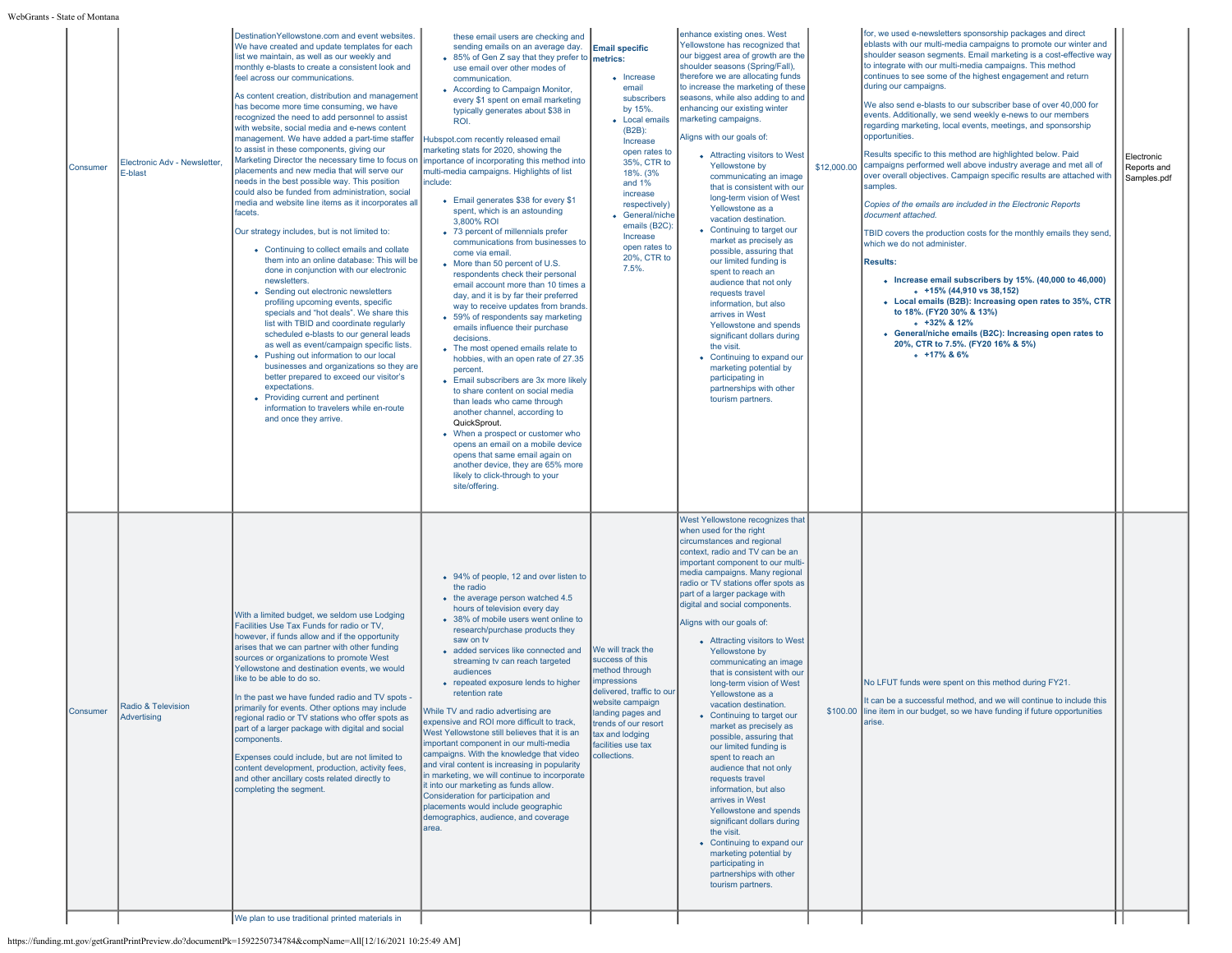| Consumer | Electronic Adv - Newsletter, E-blast | DestinationYellowstone.com and event websites. We have created and update templates for each list we maintain, as well as our weekly and monthly e-blasts to create a consistent look and feel across our communications.<br><br>As content creation, distribution and management has become more time consuming, we have recognized the need to add personnel to assist with website, social media and e-news content management. We have added a part-time staffer to assist in these components, giving our Marketing Director the necessary time to focus on placements and new media that will serve our needs in the best possible way. This position could also be funded from administration, social media and website line items as it incorporates all facets.<br><br>Our strategy includes, but is not limited to:<br>• Continuing to collect emails and collate them into an online database: This will be done in conjunction with our electronic newsletters.<br>• Sending out electronic newsletters profiling upcoming events, specific specials and "hot deals". We share this list with TBID and coordinate regularly scheduled e-blasts to our general leads as well as event/campaign specific lists.<br>• Pushing out information to our local businesses and organizations so they are better prepared to exceed our visitor's expectations.<br>• Providing current and pertinent information to travelers while en-route and once they arrive. | these email users are checking and sending emails on an average day.<br>• 85% of Gen Z say that they prefer to use email over other modes of communication.<br>• According to Campaign Monitor, every $1 spent on email marketing typically generates about $38 in ROI.<br><br>Hubspot.com recently released email marketing stats for 2020, showing the importance of incorporating this method into multi-media campaigns. Highlights of list include:<br>• Email generates $38 for every $1 spent, which is an astounding 3,800% ROI<br>• 73 percent of millennials prefer communications from businesses to come via email.<br>• More than 50 percent of U.S. respondents check their personal email account more than 10 times a day, and it is by far their preferred way to receive updates from brands.<br>• 59% of respondents say marketing emails influence their purchase decisions.<br>• The most opened emails relate to hobbies, with an open rate of 27.35 percent.<br>• Email subscribers are 3x more likely to share content on social media than leads who came through another channel, according to QuickSprout.<br>• When a prospect or customer who opens an email on a mobile device opens that same email again on another device, they are 65% more likely to click-through to your site/offering. | **Email specific metrics:**<br>• Increase email subscribers by 15%.<br>• Local emails (B2B): Increase open rates to 35%, CTR to 18%. (3% and 1% increase respectively)<br>• General/niche emails (B2C): Increase open rates to 20%, CTR to 7.5%. | enhance existing ones. West Yellowstone has recognized that our biggest area of growth are the shoulder seasons (Spring/Fall), therefore we are allocating funds to increase the marketing of these seasons, while also adding to and enhancing our existing winter marketing campaigns.<br><br>Aligns with our goals of:<br>• Attracting visitors to West Yellowstone by communicating an image that is consistent with our long-term vision of West Yellowstone as a vacation destination.<br>• Continuing to target our market as precisely as possible, assuring that our limited funding is spent to reach an audience that not only requests travel information, but also arrives in West Yellowstone and spends significant dollars during the visit.<br>• Continuing to expand our marketing potential by participating in partnerships with other tourism partners. | $12,000.00 | for, we used e-newsletters sponsorship packages and direct eblasts with our multi-media campaigns to promote our winter and shoulder season segments. Email marketing is a cost-effective way to integrate with our multi-media campaigns. This method continues to see some of the highest engagement and return during our campaigns.<br><br>We also send e-blasts to our subscriber base of over 40,000 for events. Additionally, we send weekly e-news to our members regarding marketing, local events, meetings, and sponsorship opportunities.<br><br>Results specific to this method are highlighted below. Paid campaigns performed well above industry average and met all of over overall objectives. Campaign specific results are attached with samples.<br><br>*Copies of the emails are included in the Electronic Reports document attached.*<br><br>TBID covers the production costs for the monthly emails they send, which we do not administer.<br><br>**Results:**<br>• **Increase email subscribers by 15%. (40,000 to 46,000)**<br>  ◦ **+15% (44,910 vs 38,152)**<br>• **Local emails (B2B): Increasing open rates to 35%, CTR to 18%. (FY20 30% & 13%)**<br>  ◦ **+32% & 12%**<br>• **General/niche emails (B2C): Increasing open rates to 20%, CTR to 7.5%. (FY20 16% & 5%)**<br>  ◦ **+17% & 6%** | | Electronic Reports and Samples.pdf |
| Consumer | Radio & Television Advertising | With a limited budget, we seldom use Lodging Facilities Use Tax Funds for radio or TV, however, if funds allow and if the opportunity arises that we can partner with other funding sources or organizations to promote West Yellowstone and destination events, we would like to be able to do so.<br><br>In the past we have funded radio and TV spots - primarily for events. Other options may include regional radio or TV stations who offer spots as part of a larger package with digital and social components.<br><br>Expenses could include, but are not limited to content development, production, activity fees, and other ancillary costs related directly to completing the segment. | • 94% of people, 12 and over listen to the radio<br>• the average person watched 4.5 hours of television every day<br>• 38% of mobile users went online to research/purchase products they saw on tv<br>• added services like connected and streaming tv can reach targeted audiences<br>• repeated exposure lends to higher retention rate<br><br>While TV and radio advertising are expensive and ROI more difficult to track, West Yellowstone still believes that it is an important component in our multi-media campaigns. With the knowledge that video and viral content is increasing in popularity in marketing, we will continue to incorporate it into our marketing as funds allow. Consideration for participation and placements would include geographic demographics, audience, and coverage area. | We will track the success of this method through impressions delivered, traffic to our website campaign landing pages and trends of our resort tax and lodging facilities use tax collections. | West Yellowstone recognizes that when used for the right circumstances and regional context, radio and TV can be an important component to our multi-media campaigns. Many regional radio or TV stations offer spots as part of a larger package with digital and social components.<br><br>Aligns with our goals of:<br>• Attracting visitors to West Yellowstone by communicating an image that is consistent with our long-term vision of West Yellowstone as a vacation destination.<br>• Continuing to target our market as precisely as possible, assuring that our limited funding is spent to reach an audience that not only requests travel information, but also arrives in West Yellowstone and spends significant dollars during the visit.<br>• Continuing to expand our marketing potential by participating in partnerships with other tourism partners. | $100.00 | No LFUT funds were spent on this method during FY21.<br><br>It can be a successful method, and we will continue to include this line item in our budget, so we have funding if future opportunities arise. | | |
| | | We plan to use traditional printed materials in | | | | | | | |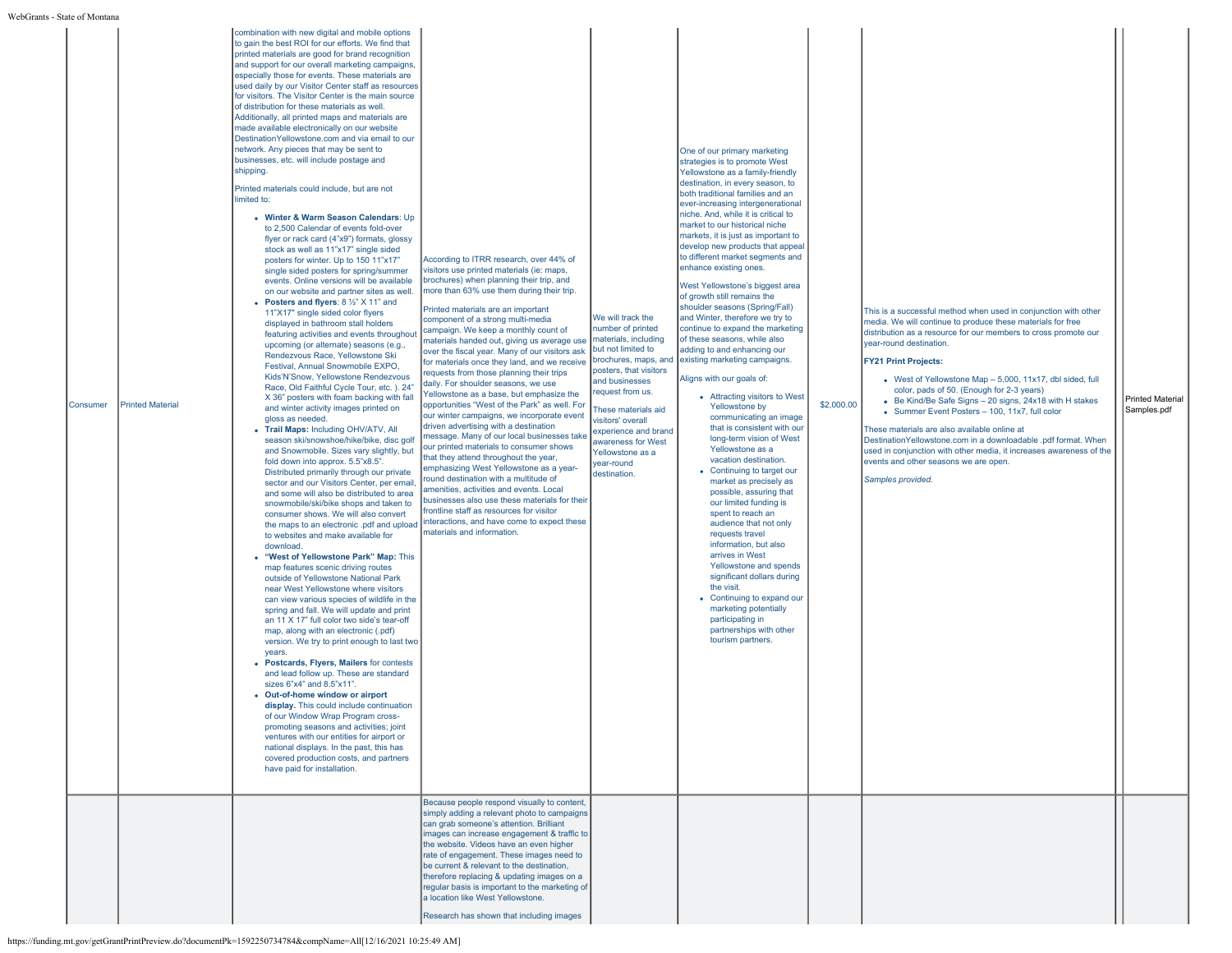| | | | | | | | | | |
|---|---|---|---|---|---|---|---|---|---|
| Consumer | Printed Material | combination with new digital and mobile options to gain the best ROI for our efforts. We find that printed materials are good for brand recognition and support for our overall marketing campaigns, especially those for events. These materials are used daily by our Visitor Center staff as resources for visitors. The Visitor Center is the main source of distribution for these materials as well. Additionally, all printed maps and materials are made available electronically on our website DestinationYellowstone.com and via email to our network. Any pieces that may be sent to businesses, etc. will include postage and shipping.<br><br>Printed materials could include, but are not limited to:<br><br>• **Winter & Warm Season Calendars**: Up to 2,500 Calendar of events fold-over flyer or rack card (4"x9") formats, glossy stock as well as 11"x17" single sided posters for winter. Up to 150 11"x17" single sided posters for spring/summer events. Online versions will be available on our website and partner sites as well.<br>• **Posters and flyers**: 8 ½" X 11" and 11"X17" single sided color flyers displayed in bathroom stall holders featuring activities and events throughout upcoming (or alternate) seasons (e.g., Rendezvous Race, Yellowstone Ski Festival, Annual Snowmobile EXPO, Kids'N'Snow, Yellowstone Rendezvous Race, Old Faithful Cycle Tour, etc. ). 24" X 36" posters with foam backing with fall and winter activity images printed on gloss as needed.<br>• **Trail Maps:** Including OHV/ATV, All season ski/snowshoe/hike/bike, disc golf and Snowmobile. Sizes vary slightly, but fold down into approx. 5.5"x8.5". Distributed primarily through our private sector and our Visitors Center, per email, and some will also be distributed to area snowmobile/ski/bike shops and taken to consumer shows. We will also convert the maps to an electronic .pdf and upload to websites and make available for download.<br>• **"West of Yellowstone Park" Map:** This map features scenic driving routes outside of Yellowstone National Park near West Yellowstone where visitors can view various species of wildlife in the spring and fall. We will update and print an 11 X 17" full color two side's tear-off map, along with an electronic (.pdf) version. We try to print enough to last two years.<br>• **Postcards, Flyers, Mailers** for contests and lead follow up. These are standard sizes 6"x4" and 8.5"x11".<br>• **Out-of-home window or airport display.** This could include continuation of our Window Wrap Program cross-promoting seasons and activities; joint ventures with our entities for airport or national displays. In the past, this has covered production costs, and partners have paid for installation. | According to ITRR research, over 44% of visitors use printed materials (ie: maps, brochures) when planning their trip, and more than 63% use them during their trip.<br><br>Printed materials are an important component of a strong multi-media campaign. We keep a monthly count of materials handed out, giving us average use over the fiscal year. Many of our visitors ask for materials once they land, and we receive requests from those planning their trips daily. For shoulder seasons, we use Yellowstone as a base, but emphasize the opportunities "West of the Park" as well. For our winter campaigns, we incorporate event driven advertising with a destination message. Many of our local businesses take our printed materials to consumer shows that they attend throughout the year, emphasizing West Yellowstone as a year-round destination with a multitude of amenities, activities and events. Local businesses also use these materials for their frontline staff as resources for visitor interactions, and have come to expect these materials and information. | We will track the number of printed materials, including but not limited to brochures, maps, and posters, that visitors and businesses request from us.<br><br>These materials aid visitors' overall experience and brand awareness for West Yellowstone as a year-round destination. | One of our primary marketing strategies is to promote West Yellowstone as a family-friendly destination, in every season, to both traditional families and an ever-increasing intergenerational niche. And, while it is critical to market to our historical niche markets, it is just as important to develop new products that appeal to different market segments and enhance existing ones.<br><br>West Yellowstone's biggest area of growth still remains the shoulder seasons (Spring/Fall) and Winter, therefore we try to continue to expand the marketing of these seasons, while also adding to and enhancing our existing marketing campaigns.<br><br>Aligns with our goals of:<br><br>• Attracting visitors to West Yellowstone by communicating an image that is consistent with our long-term vision of West Yellowstone as a vacation destination.<br>• Continuing to target our market as precisely as possible, assuring that our limited funding is spent to reach an audience that not only requests travel information, but also arrives in West Yellowstone and spends significant dollars during the visit.<br>• Continuing to expand our marketing potentially participating in partnerships with other tourism partners. | $2,000.00 | This is a successful method when used in conjunction with other media. We will continue to produce these materials for free distribution as a resource for our members to cross promote our year-round destination.<br><br>**FY21 Print Projects:**<br><br>• West of Yellowstone Map – 5,000, 11x17, dbl sided, full color, pads of 50. (Enough for 2-3 years)<br>• Be Kind/Be Safe Signs – 20 signs, 24x18 with H stakes<br>• Summer Event Posters – 100, 11x7, full color<br><br>These materials are also available online at DestinationYellowstone.com in a downloadable .pdf format. When used in conjunction with other media, it increases awareness of the events and other seasons we are open.<br><br>*Samples provided.* | | Printed Material Samples.pdf |
| | | | Because people respond visually to content, simply adding a relevant photo to campaigns can grab someone's attention. Brilliant images can increase engagement & traffic to the website. Videos have an even higher rate of engagement. These images need to be current & relevant to the destination, therefore replacing & updating images on a regular basis is important to the marketing of a location like West Yellowstone.<br><br>Research has shown that including images | | | | | | |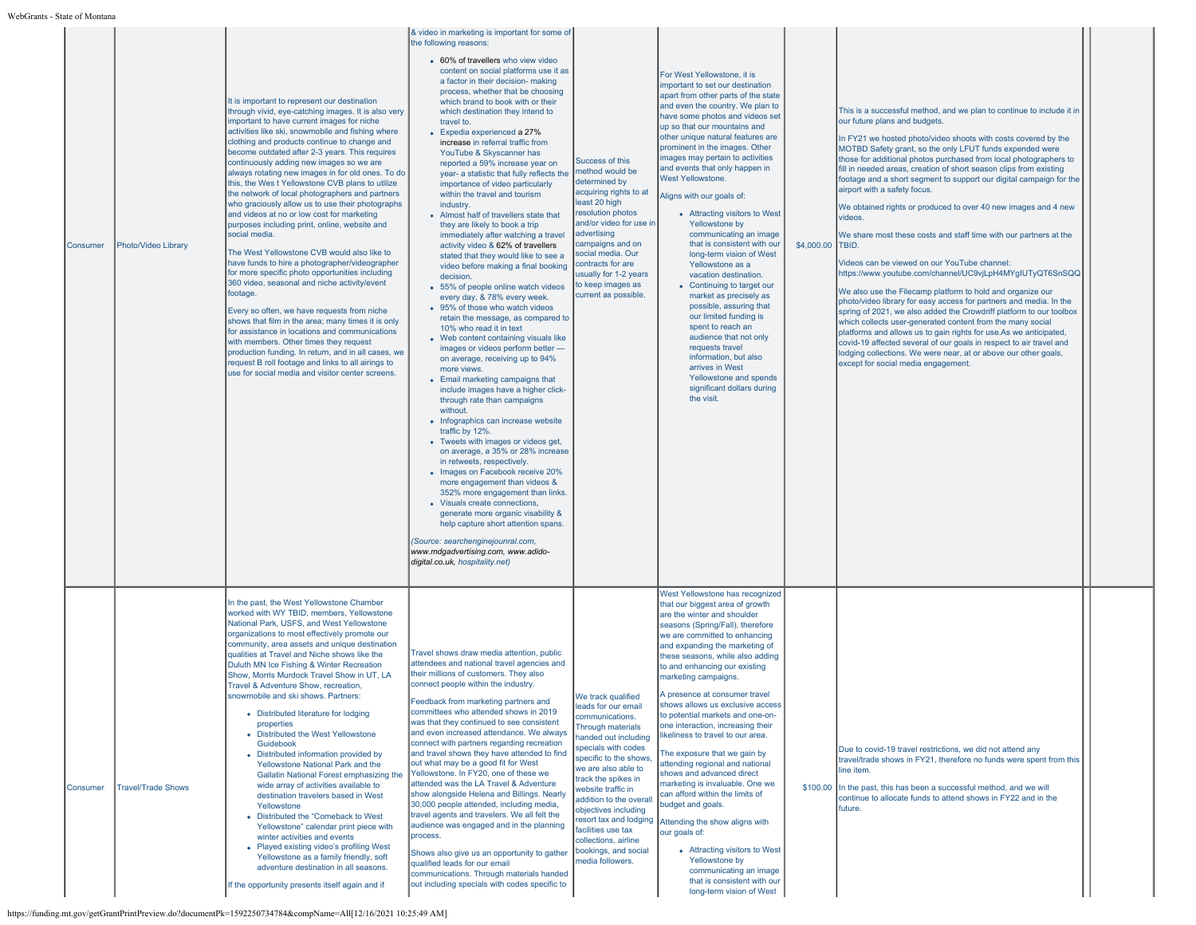| | | | | | | | | | |
|---|---|---|---|---|---|---|---|---|---|
| Consumer | Photo/Video Library | It is important to represent our destination through vivid, eye-catching images. It is also very important to have current images for niche activities like ski, snowmobile and fishing where clothing and products continue to change and become outdated after 2-3 years. This requires continuously adding new images so we are always rotating new images in for old ones. To do this, the Wes t Yellowstone CVB plans to utilize the network of local photographers and partners who graciously allow us to use their photographs and videos at no or low cost for marketing purposes including print, online, website and social media.<br><br>The West Yellowstone CVB would also like to have funds to hire a photographer/videographer for more specific photo opportunities including 360 video, seasonal and niche activity/event footage.<br><br>Every so often, we have requests from niche shows that film in the area; many times it is only for assistance in locations and communications with members. Other times they request production funding. In return, and in all cases, we request B roll footage and links to all airings to use for social media and visitor center screens. | & video in marketing is important for some of the following reasons:<br><br>• 60% of travellers who view video content on social platforms use it as a factor in their decision- making process, whether that be choosing which brand to book with or their which destination they intend to travel to.<br>• Expedia experienced a 27% increase in referral traffic from YouTube & Skyscanner has reported a 59% increase year on year- a statistic that fully reflects the importance of video particularly within the travel and tourism industry.<br>• Almost half of travellers state that they are likely to book a trip immediately after watching a travel activity video & 62% of travellers stated that they would like to see a video before making a final booking decision.<br>• 55% of people online watch videos every day, & 78% every week.<br>• 95% of those who watch videos retain the message, as compared to 10% who read it in text<br>• Web content containing visuals like images or videos perform better — on average, receiving up to 94% more views.<br>• Email marketing campaigns that include images have a higher click-through rate than campaigns without.<br>• Infographics can increase website traffic by 12%.<br>• Tweets with images or videos get, on average, a 35% or 28% increase in retweets, respectively.<br>• Images on Facebook receive 20% more engagement than videos & 352% more engagement than links.<br>• Visuals create connections, generate more organic visability & help capture short attention spans.<br><br>*(Source: searchenginejounral.com, www.mdgadvertising.com, www.adido-digital.co.uk, hospitality.net)* | Success of this method would be determined by acquiring rights to at least 20 high resolution photos and/or video for use in advertising campaigns and on social media. Our contracts for are usually for 1-2 years to keep images as current as possible. | For West Yellowstone, it is important to set our destination apart from other parts of the state and even the country. We plan to have some photos and videos set up so that our mountains and other unique natural features are prominent in the images. Other images may pertain to activities and events that only happen in West Yellowstone.<br><br>Aligns with our goals of:<br><br>• Attracting visitors to West Yellowstone by communicating an image that is consistent with our long-term vision of West Yellowstone as a vacation destination.<br>• Continuing to target our market as precisely as possible, assuring that our limited funding is spent to reach an audience that not only requests travel information, but also arrives in West Yellowstone and spends significant dollars during the visit. | $4,000.00 | This is a successful method, and we plan to continue to include it in our future plans and budgets.<br><br>In FY21 we hosted photo/video shoots with costs covered by the MOTBD Safety grant, so the only LFUT funds expended were those for additional photos purchased from local photographers to fill in needed areas, creation of short season clips from existing footage and a short segment to support our digital campaign for the airport with a safety focus.<br><br>We obtained rights or produced to over 40 new images and 4 new videos.<br><br>We share most these costs and staff time with our partners at the TBID.<br><br>Videos can be viewed on our YouTube channel: https://www.youtube.com/channel/UC9vjLpH4MYgIUTyQT6SnSQQ<br><br>We also use the Filecamp platform to hold and organize our photo/video library for easy access for partners and media. In the spring of 2021, we also added the Crowdriff platform to our toolbox which collects user-generated content from the many social platforms and allows us to gain rights for use.As we anticipated, covid-19 affected several of our goals in respect to air travel and lodging collections. We were near, at or above our other goals, except for social media engagement. | | |
| Consumer | Travel/Trade Shows | In the past, the West Yellowstone Chamber worked with WY TBID, members, Yellowstone National Park, USFS, and West Yellowstone organizations to most effectively promote our community, area assets and unique destination qualities at Travel and Niche shows like the Duluth MN Ice Fishing & Winter Recreation Show, Morris Murdock Travel Show in UT, LA Travel & Adventure Show, recreation, snowmobile and ski shows. Partners:<br><br>• Distributed literature for lodging properties<br>• Distributed the West Yellowstone Guidebook<br>• Distributed information provided by Yellowstone National Park and the Gallatin National Forest emphasizing the wide array of activities available to destination travelers based in West Yellowstone<br>• Distributed the "Comeback to West Yellowstone" calendar print piece with winter activities and events<br>• Played existing video's profiling West Yellowstone as a family friendly, soft adventure destination in all seasons.<br><br>If the opportunity presents itself again and if | Travel shows draw media attention, public attendees and national travel agencies and their millions of customers. They also connect people within the industry.<br><br>Feedback from marketing partners and committees who attended shows in 2019 was that they continued to see consistent and even increased attendance. We always connect with partners regarding recreation and travel shows they have attended to find out what may be a good fit for West Yellowstone. In FY20, one of these we attended was the LA Travel & Adventure show alongside Helena and Billings. Nearly 30,000 people attended, including media, travel agents and travelers. We all felt the audience was engaged and in the planning process.<br><br>Shows also give us an opportunity to gather qualified leads for our email communications. Through materials handed out including specials with codes specific to | We track qualified leads for our email communications. Through materials handed out including specials with codes specific to the shows, we are also able to track the spikes in website traffic in addition to the overall objectives including resort tax and lodging facilities use tax collections, airline bookings, and social media followers. | West Yellowstone has recognized that our biggest area of growth are the winter and shoulder seasons (Spring/Fall), therefore we are committed to enhancing and expanding the marketing of these seasons, while also adding to and enhancing our existing marketing campaigns.<br><br>A presence at consumer travel shows allows us exclusive access to potential markets and one-on-one interaction, increasing their likeliness to travel to our area.<br><br>The exposure that we gain by attending regional and national shows and advanced direct marketing is invaluable. One we can afford within the limits of budget and goals.<br><br>Attending the show aligns with our goals of:<br><br>• Attracting visitors to West Yellowstone by communicating an image that is consistent with our long-term vision of West | $100.00 | Due to covid-19 travel restrictions, we did not attend any travel/trade shows in FY21, therefore no funds were spent from this line item.<br><br>In the past, this has been a successful method, and we will continue to allocate funds to attend shows in FY22 and in the future. | | |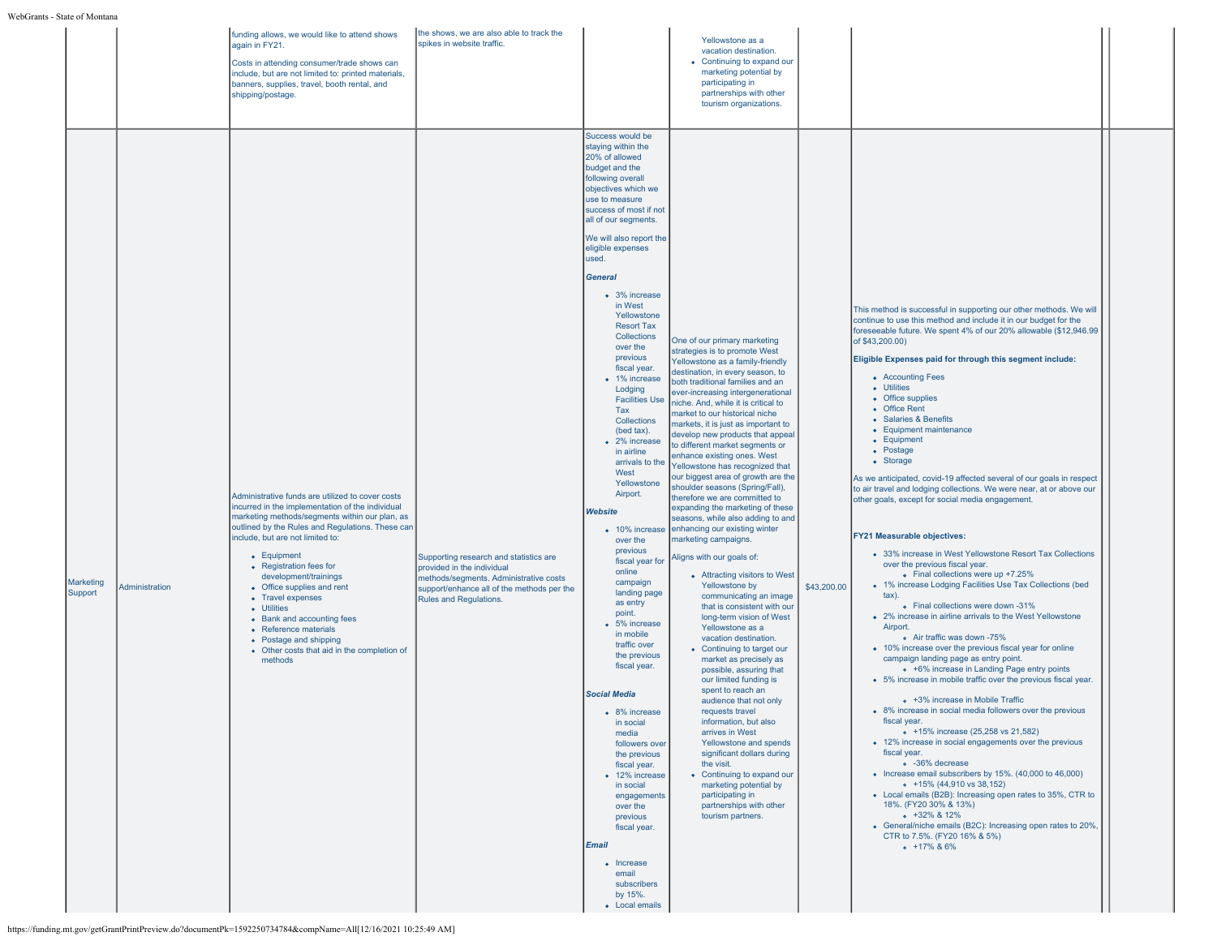| | | | | | | | | | |
|---|---|---|---|---|---|---|---|---|---|
| | | funding allows, we would like to attend shows again in FY21.<br><br>Costs in attending consumer/trade shows can include, but are not limited to: printed materials, banners, supplies, travel, booth rental, and shipping/postage. | the shows, we are also able to track the spikes in website traffic. | | Yellowstone as a vacation destination.<br>• Continuing to expand our marketing potential by participating in partnerships with other tourism organizations. | | | | |
| Marketing Support | Administration | Administrative funds are utilized to cover costs incurred in the implementation of the individual marketing methods/segments within our plan, as outlined by the Rules and Regulations. These can include, but are not limited to:<br>• Equipment<br>• Registration fees for development/trainings<br>• Office supplies and rent<br>• Travel expenses<br>• Utilities<br>• Bank and accounting fees<br>• Reference materials<br>• Postage and shipping<br>• Other costs that aid in the completion of methods | Supporting research and statistics are provided in the individual methods/segments. Administrative costs support/enhance all of the methods per the Rules and Regulations. | Success would be staying within the 20% of allowed budget and the following overall objectives which we use to measure success of most if not all of our segments.<br><br>We will also report the eligible expenses used.<br><br>***General***<br>• 3% increase in West Yellowstone Resort Tax Collections over the previous fiscal year.<br>• 1% increase Lodging Facilities Use Tax Collections (bed tax).<br>• 2% increase in airline arrivals to the West Yellowstone Airport.<br><br>***Website***<br>• 10% increase over the previous fiscal year for online campaign landing page as entry point.<br>• 5% increase in mobile traffic over the previous fiscal year.<br><br>***Social Media***<br>• 8% increase in social media followers over the previous fiscal year.<br>• 12% increase in social engagements over the previous fiscal year.<br><br>***Email***<br>• Increase email subscribers by 15%.<br>• Local emails | One of our primary marketing strategies is to promote West Yellowstone as a family-friendly destination, in every season, to both traditional families and an ever-increasing intergenerational niche. And, while it is critical to market to our historical niche markets, it is just as important to develop new products that appeal to different market segments or enhance existing ones. West Yellowstone has recognized that our biggest area of growth are the shoulder seasons (Spring/Fall), therefore we are committed to expanding the marketing of these seasons, while also adding to and enhancing our existing winter marketing campaigns.<br><br>Aligns with our goals of:<br>• Attracting visitors to West Yellowstone by communicating an image that is consistent with our long-term vision of West Yellowstone as a vacation destination.<br>• Continuing to target our market as precisely as possible, assuring that our limited funding is spent to reach an audience that not only requests travel information, but also arrives in West Yellowstone and spends significant dollars during the visit.<br>• Continuing to expand our marketing potential by participating in partnerships with other tourism partners. | $43,200.00 | This method is successful in supporting our other methods. We will continue to use this method and include it in our budget for the foreseeable future. We spent 4% of our 20% allowable ($12,946.99 of $43,200.00)<br><br>**Eligible Expenses paid for through this segment include:**<br>• Accounting Fees<br>• Utilities<br>• Office supplies<br>• Office Rent<br>• Salaries & Benefits<br>• Equipment maintenance<br>• Equipment<br>• Postage<br>• Storage<br><br>As we anticipated, covid-19 affected several of our goals in respect to air travel and lodging collections. We were near, at or above our other goals, except for social media engagement.<br><br>**FY21 Measurable objectives:**<br>• 33% increase in West Yellowstone Resort Tax Collections over the previous fiscal year.<br>  • Final collections were up +7.25%<br>• 1% increase Lodging Facilities Use Tax Collections (bed tax).<br>  • Final collections were down -31%<br>• 2% increase in airline arrivals to the West Yellowstone Airport.<br>  • Air traffic was down -75%<br>• 10% increase over the previous fiscal year for online campaign landing page as entry point.<br>  • +6% increase in Landing Page entry points<br>• 5% increase in mobile traffic over the previous fiscal year.<br>  • +3% increase in Mobile Traffic<br>• 8% increase in social media followers over the previous fiscal year.<br>  • +15% increase (25,258 vs 21,582)<br>• 12% increase in social engagements over the previous fiscal year.<br>  • -36% decrease<br>• Increase email subscribers by 15%. (40,000 to 46,000)<br>  • +15% (44,910 vs 38,152)<br>• Local emails (B2B): Increasing open rates to 35%, CTR to 18%. (FY20 30% & 13%)<br>  • +32% & 12%<br>• General/niche emails (B2C): Increasing open rates to 20%, CTR to 7.5%. (FY20 16% & 5%)<br>  • +17% & 6% | | |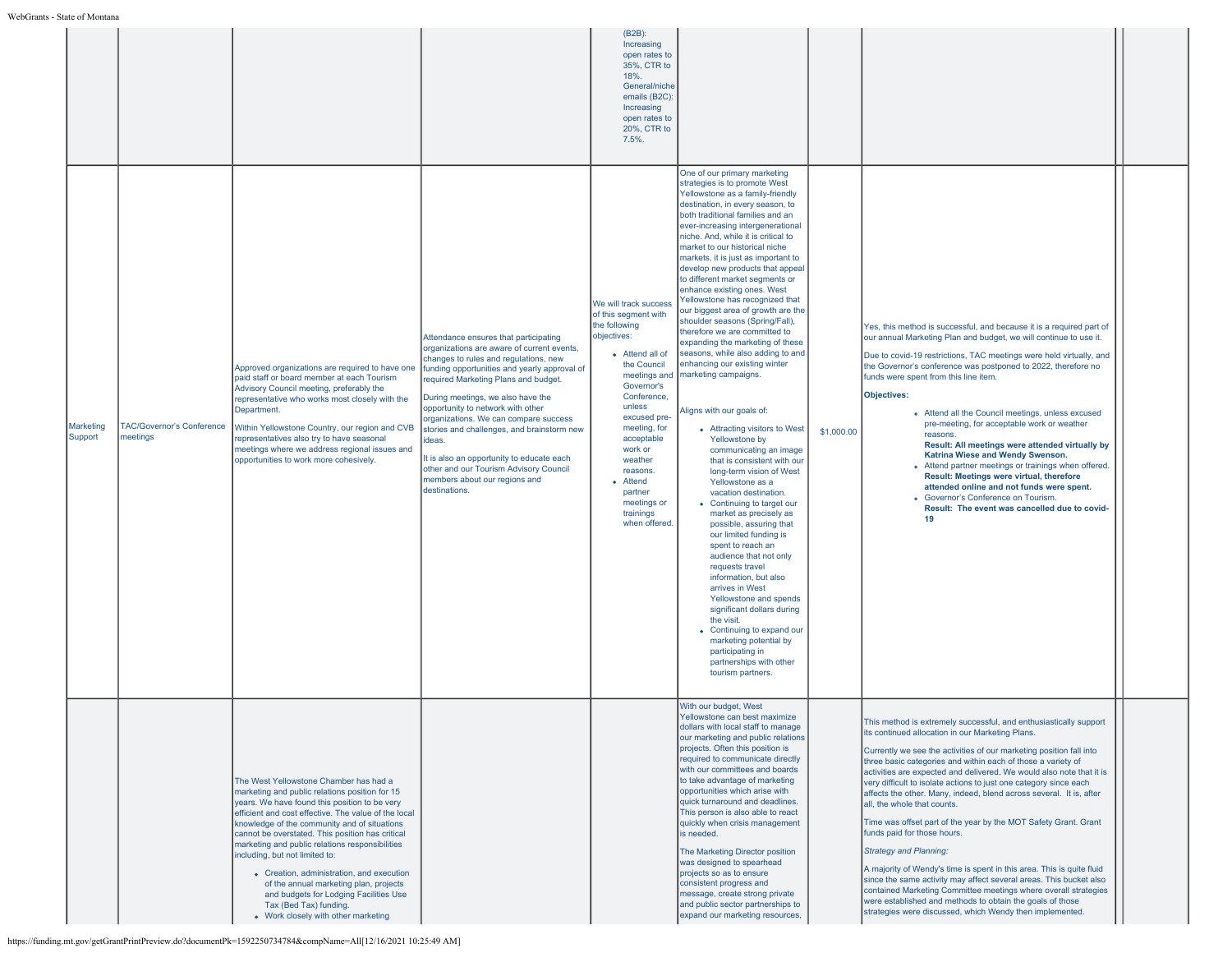| | | | | | | | | | |
|---|---|---|---|---|---|---|---|---|---|
| | | | | (B2B): Increasing open rates to 35%, CTR to 18%. General/niche emails (B2C): Increasing open rates to 20%, CTR to 7.5%. | | | | | |
| Marketing Support | TAC/Governor's Conference meetings | Approved organizations are required to have one paid staff or board member at each Tourism Advisory Council meeting, preferably the representative who works most closely with the Department.<br><br>Within Yellowstone Country, our region and CVB representatives also try to have seasonal meetings where we address regional issues and opportunities to work more cohesively. | Attendance ensures that participating organizations are aware of current events, changes to rules and regulations, new funding opportunities and yearly approval of required Marketing Plans and budget.<br><br>During meetings, we also have the opportunity to network with other organizations. We can compare success stories and challenges, and brainstorm new ideas.<br><br>It is also an opportunity to educate each other and our Tourism Advisory Council members about our regions and destinations. | We will track success of this segment with the following objectives:<br>- Attend all of the Council meetings and Governor's Conference, unless excused pre-meeting, for acceptable work or weather reasons.<br>- Attend partner meetings or trainings when offered. | One of our primary marketing strategies is to promote West Yellowstone as a family-friendly destination, in every season, to both traditional families and an ever-increasing intergenerational niche. And, while it is critical to market to our historical niche markets, it is just as important to develop new products that appeal to different market segments or enhance existing ones. West Yellowstone has recognized that our biggest area of growth are the shoulder seasons (Spring/Fall), therefore we are committed to expanding the marketing of these seasons, while also adding to and enhancing our existing winter marketing campaigns.<br><br>Aligns with our goals of:<br>- Attracting visitors to West Yellowstone by communicating an image that is consistent with our long-term vision of West Yellowstone as a vacation destination.<br>- Continuing to target our market as precisely as possible, assuring that our limited funding is spent to reach an audience that not only requests travel information, but also arrives in West Yellowstone and spends significant dollars during the visit.<br>- Continuing to expand our marketing potential by participating in partnerships with other tourism partners. | $1,000.00 | Yes, this method is successful, and because it is a required part of our annual Marketing Plan and budget, we will continue to use it.<br><br>Due to covid-19 restrictions, TAC meetings were held virtually, and the Governor's conference was postponed to 2022, therefore no funds were spent from this line item.<br><br>**Objectives:**<br>- Attend all the Council meetings, unless excused pre-meeting, for acceptable work or weather reasons.<br>**Result: All meetings were attended virtually by Katrina Wiese and Wendy Swenson.**<br>- Attend partner meetings or trainings when offered.<br>**Result: Meetings were virtual, therefore attended online and not funds were spent.**<br>- Governor's Conference on Tourism.<br>**Result: The event was cancelled due to covid-19** | | |
| | | The West Yellowstone Chamber has had a marketing and public relations position for 15 years. We have found this position to be very efficient and cost effective. The value of the local knowledge of the community and of situations cannot be overstated. This position has critical marketing and public relations responsibilities including, but not limited to:<br>- Creation, administration, and execution of the annual marketing plan, projects and budgets for Lodging Facilities Use Tax (Bed Tax) funding.<br>- Work closely with other marketing | | | With our budget, West Yellowstone can best maximize dollars with local staff to manage our marketing and public relations projects. Often this position is required to communicate directly with our committees and boards to take advantage of marketing opportunities which arise with quick turnaround and deadlines. This person is also able to react quickly when crisis management is needed.<br><br>The Marketing Director position was designed to spearhead projects so as to ensure consistent progress and message, create strong private and public sector partnerships to expand our marketing resources, | | This method is extremely successful, and enthusiastically support its continued allocation in our Marketing Plans.<br><br>Currently we see the activities of our marketing position fall into three basic categories and within each of those a variety of activities are expected and delivered. We would also note that it is very difficult to isolate actions to just one category since each affects the other. Many, indeed, blend across several. It is, after all, the whole that counts.<br><br>Time was offset part of the year by the MOT Safety Grant. Grant funds paid for those hours.<br><br>*Strategy and Planning:*<br><br>A majority of Wendy's time is spent in this area. This is quite fluid since the same activity may affect several areas. This bucket also contained Marketing Committee meetings where overall strategies were established and methods to obtain the goals of those strategies were discussed, which Wendy then implemented. | | |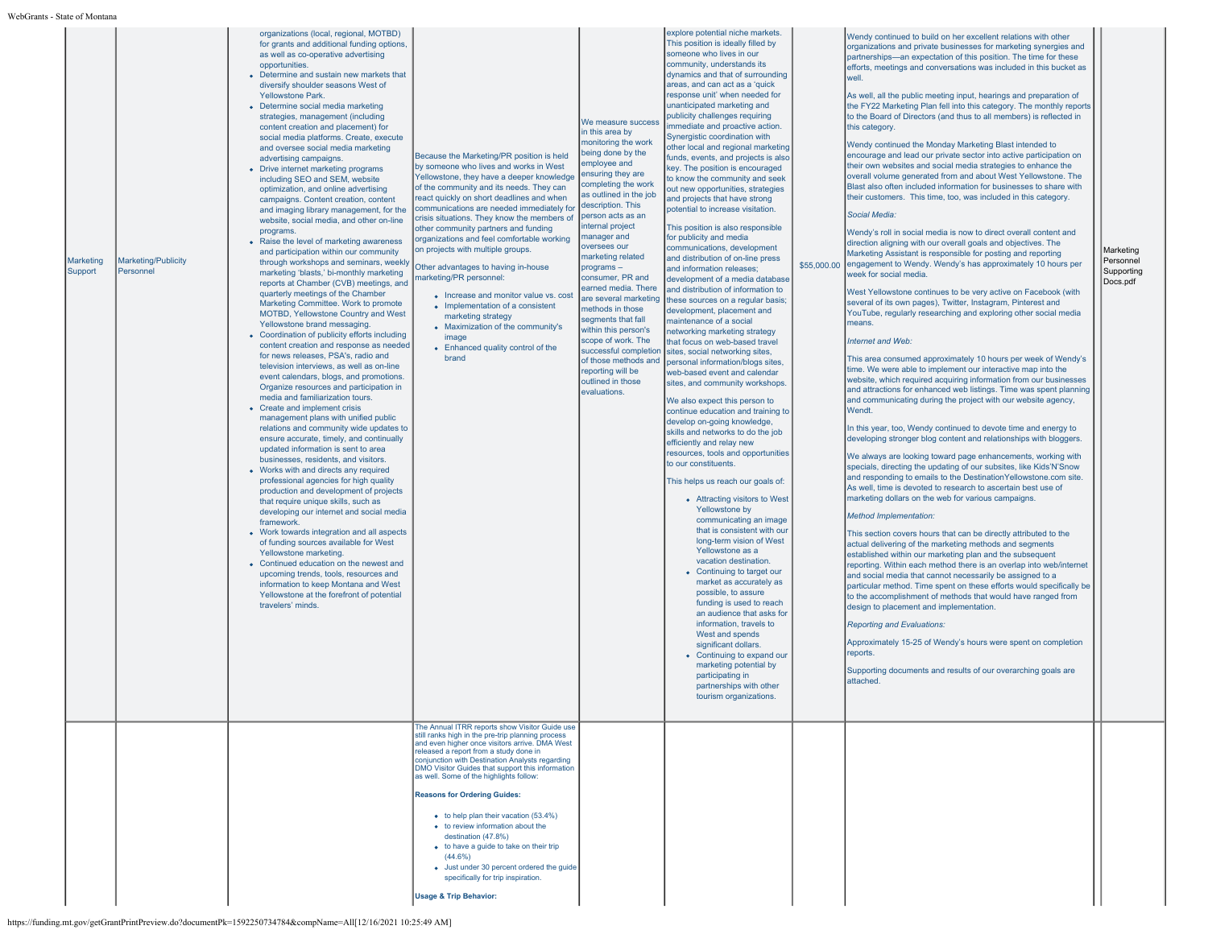| | | | | | | | | |
|---|---|---|---|---|---|---|---|---|
| Marketing Support | Marketing/Publicity Personnel | organizations (local, regional, MOTBD) for grants and additional funding options, as well as co-operative advertising opportunities.<br>• Determine and sustain new markets that diversify shoulder seasons West of Yellowstone Park.<br>• Determine social media marketing strategies, management (including content creation and placement) for social media platforms. Create, execute and oversee social media marketing advertising campaigns.<br>• Drive internet marketing programs including SEO and SEM, website optimization, and online advertising campaigns. Content creation, content and imaging library management, for the website, social media, and other on-line programs.<br>• Raise the level of marketing awareness and participation within our community through workshops and seminars, weekly marketing 'blasts,' bi-monthly marketing reports at Chamber (CVB) meetings, and quarterly meetings of the Chamber Marketing Committee. Work to promote MOTBD, Yellowstone Country and West Yellowstone brand messaging.<br>• Coordination of publicity efforts including content creation and response as needed for news releases, PSA's, radio and television interviews, as well as on-line event calendars, blogs, and promotions. Organize resources and participation in media and familiarization tours.<br>• Create and implement crisis management plans with unified public relations and community wide updates to ensure accurate, timely, and continually updated information is sent to area businesses, residents, and visitors.<br>• Works with and directs any required professional agencies for high quality production and development of projects that require unique skills, such as developing our internet and social media framework.<br>• Work towards integration and all aspects of funding sources available for West Yellowstone marketing.<br>• Continued education on the newest and upcoming trends, tools, resources and information to keep Montana and West Yellowstone at the forefront of potential travelers' minds. | Because the Marketing/PR position is held by someone who lives and works in West Yellowstone, they have a deeper knowledge of the community and its needs. They can react quickly on short deadlines and when communications are needed immediately for crisis situations. They know the members of other community partners and funding organizations and feel comfortable working on projects with multiple groups.<br><br>Other advantages to having in-house marketing/PR personnel:<br>• Increase and monitor value vs. cost<br>• Implementation of a consistent marketing strategy<br>• Maximization of the community's image<br>• Enhanced quality control of the brand | We measure success in this area by monitoring the work being done by the employee and ensuring they are completing the work as outlined in the job description. This person acts as an internal project manager and oversees our marketing related programs – consumer, PR and earned media. There are several marketing methods in those segments that fall within this person's scope of work. The successful completion of those methods and reporting will be outlined in those evaluations. | explore potential niche markets. This position is ideally filled by someone who lives in our community, understands its dynamics and that of surrounding areas, and can act as a 'quick response unit' when needed for unanticipated marketing and publicity challenges requiring immediate and proactive action. Synergistic coordination with other local and regional marketing funds, events, and projects is also key. The position is encouraged to know the community and seek out new opportunities, strategies and projects that have strong potential to increase visitation.<br><br>This position is also responsible for publicity and media communications, development and distribution of on-line press and information releases; development of a media database and distribution of information to these sources on a regular basis; development, placement and maintenance of a social networking marketing strategy that focus on web-based travel sites, social networking sites, personal information/blogs sites, web-based event and calendar sites, and community workshops.<br><br>We also expect this person to continue education and training to develop on-going knowledge, skills and networks to do the job efficiently and relay new resources, tools and opportunities to our constituents.<br><br>This helps us reach our goals of:<br>• Attracting visitors to West Yellowstone by communicating an image that is consistent with our long-term vision of West Yellowstone as a vacation destination.<br>• Continuing to target our market as accurately as possible, to assure funding is used to reach an audience that asks for information, travels to West and spends significant dollars.<br>• Continuing to expand our marketing potential by participating in partnerships with other tourism organizations. | $55,000.00 | Wendy continued to build on her excellent relations with other organizations and private businesses for marketing synergies and partnerships—an expectation of this position. The time for these efforts, meetings and conversations was included in this bucket as well.<br><br>As well, all the public meeting input, hearings and preparation of the FY22 Marketing Plan fell into this category. The monthly reports to the Board of Directors (and thus to all members) is reflected in this category.<br><br>Wendy continued the Monday Marketing Blast intended to encourage and lead our private sector into active participation on their own websites and social media strategies to enhance the overall volume generated from and about West Yellowstone. The Blast also often included information for businesses to share with their customers. This time, too, was included in this category.<br><br>*Social Media:*<br><br>Wendy's roll in social media is now to direct overall content and direction aligning with our overall goals and objectives. The Marketing Assistant is responsible for posting and reporting engagement to Wendy. Wendy's has approximately 10 hours per week for social media.<br><br>West Yellowstone continues to be very active on Facebook (with several of its own pages), Twitter, Instagram, Pinterest and YouTube, regularly researching and exploring other social media means.<br><br>*Internet and Web:*<br><br>This area consumed approximately 10 hours per week of Wendy's time. We were able to implement our interactive map into the website, which required acquiring information from our businesses and attractions for enhanced web listings. Time was spent planning and communicating during the project with our website agency, Wendt.<br><br>In this year, too, Wendy continued to devote time and energy to developing stronger blog content and relationships with bloggers.<br><br>We always are looking toward page enhancements, working with specials, directing the updating of our subsites, like Kids'N'Snow and responding to emails to the DestinationYellowstone.com site. As well, time is devoted to research to ascertain best use of marketing dollars on the web for various campaigns.<br><br>*Method Implementation:*<br><br>This section covers hours that can be directly attributed to the actual delivering of the marketing methods and segments established within our marketing plan and the subsequent reporting. Within each method there is an overlap into web/internet and social media that cannot necessarily be assigned to a particular method. Time spent on these efforts would specifically be to the accomplishment of methods that would have ranged from design to placement and implementation.<br><br>*Reporting and Evaluations:*<br><br>Approximately 15-25 of Wendy's hours were spent on completion reports.<br><br>Supporting documents and results of our overarching goals are attached. | Marketing Personnel Supporting Docs.pdf |
| | | | The Annual ITRR reports show Visitor Guide use still ranks high in the pre-trip planning process and even higher once visitors arrive. DMA West released a report from a study done in conjunction with Destination Analysts regarding DMO Visitor Guides that support this information as well. Some of the highlights follow:<br><br>**Reasons for Ordering Guides:**<br>• to help plan their vacation (53.4%)<br>• to review information about the destination (47.8%)<br>• to have a guide to take on their trip (44.6%)<br>• Just under 30 percent ordered the guide specifically for trip inspiration.<br><br>**Usage & Trip Behavior:** | | | | | |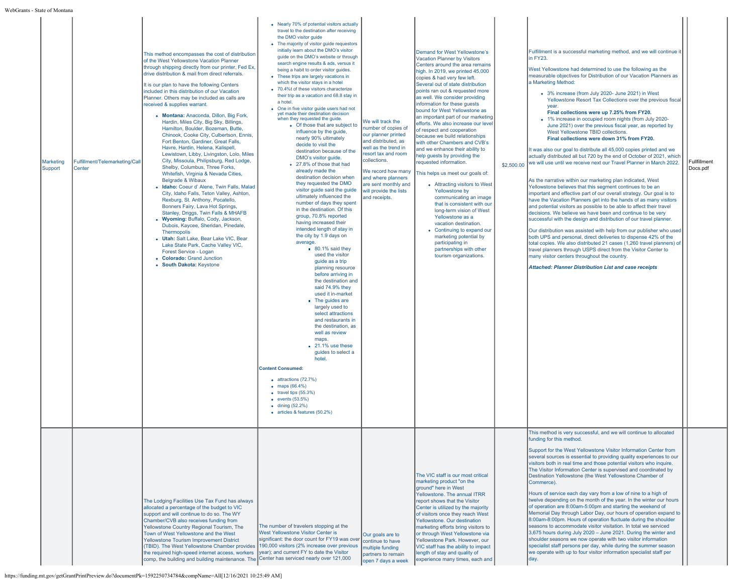| Marketing Support | Fulfillment/Telemarketing/Call Center | This method encompasses the cost of distribution of the West Yellowstone Vacation Planner through shipping directly from our printer, Fed Ex, drive distribution & mail from direct referrals.<br><br>It is our plan to have the following Centers included in this distribution of our Vacation Planner. Others may be included as calls are received & supplies warrant.<br><br>• **Montana:** Anaconda, Dillon, Big Fork, Hardin, Miles City, Big Sky, Billings, Hamilton, Boulder, Bozeman, Butte, Chinook, Cooke City, Culbertson, Ennis, Fort Benton, Gardiner, Great Falls, Havre, Hardin, Helena, Kalispell, Lewistown, Libby, Livingston, Lolo, Miles City, Missoula, Philipsburg, Red Lodge, Shelby, Columbus, Three Forks, Whitefish, Virginia & Nevada Cities, Belgrade & Wibaux<br>• **Idaho:** Coeur d' Alene, Twin Falls, Malad City, Idaho Falls, Teton Valley, Ashton, Rexburg, St. Anthony, Pocatello, Bonners Fairy, Lava Hot Springs, Stanley, Driggs, Twin Falls & MHAFB<br>• **Wyoming:** Buffalo, Cody, Jackson, Dubois, Kaycee, Sheridan, Pinedale, Thermopolis<br>• **Utah:** Salt Lake, Bear Lake VIC, Bear Lake State Park, Cache Valley VIC, Forest Service - Logan<br>• **Colorado:** Grand Junction<br>• **South Dakota:** Keystone | • Nearly 70% of potential visitors actually travel to the destination after receiving the DMO visitor guide<br>• The majority of visitor guide requestors initially learn about the DMO's visitor guide on the DMO's website or through search engine results & ads, versus it being a habit to order visitor guides.<br>• These trips are largely vacations in which the visitor stays in a hotel<br>• 70.4%t of these visitors characterize their trip as a vacation and 68.8 stay in a hotel.<br>• One in five visitor guide users had not yet made their destination decision when they requested the guide.<br>  ◦ Of those that are subject to influence by the guide, nearly 90% ultimately decide to visit the destination because of the DMO's visitor guide.<br>  ◦ 27.8% of those that had already made the destination decision when they requested the DMO visitor guide said the guide ultimately influenced the number of days they spent in the destination. Of this group, 70.8% reported having increased their intended length of stay in the city by 1.9 days on average.<br>    ▪ 80.1% said they used the visitor guide as a trip planning resource before arriving in the destination and said 74.9% they used it in-market<br>    ▪ The guides are largely used to select attractions and restaurants in the destination, as well as review maps.<br>    ▪ 21.1% use these guides to select a hotel.<br><br>**Content Consumed:**<br><br>• attractions (72.7%)<br>• maps (66.4%)<br>• travel tips (55.3%)<br>• events (53.5%)<br>• dining (52.2%)<br>• articles & features (50.2%) | We will track the number of copies of our planner printed and distributed, as well as the trend in resort tax and room collections.<br><br>We record how many and where planners are sent monthly and will provide the lists and receipts. | Demand for West Yellowstone's Vacation Planner by Visitors Centers around the area remains high. In 2019, we printed 45,000 copies & had very few left. Several out of state distribution points ran out & requested more as well. We consider providing information for these guests bound for West Yellowstone as an important part of our marketing efforts. We also increase our level of respect and cooperation because we build relationships with other Chambers and CVB's and we enhance their ability to help guests by providing the requested information.<br><br>This helps us meet our goals of:<br><br>• Attracting visitors to West Yellowstone by communicating an image that is consistent with our long-term vision of West Yellowstone as a vacation destination.<br>• Continuing to expand our marketing potential by participating in partnerships with other tourism organizations. | $2,500.00 | Fulfillment is a successful marketing method, and we will continue it in FY23.<br><br>West Yellowstone had determined to use the following as the measurable objectives for Distribution of our Vacation Planners as a Marketing Method:<br><br>• 3% increase (from July 2020- June 2021) in West Yellowstone Resort Tax Collections over the previous fiscal year.<br>**Final collections were up 7.25% from FY20.**<br>• 1% increase in occupied room nights (from July 2020- June 2021) over the previous fiscal year, as reported by West Yellowstone TBID collections.<br>**Final collections were down 31% from FY20.**<br><br>It was also our goal to distribute all 45,000 copies printed and we actually distributed all but 720 by the end of October of 2021, which we will use until we receive next our Travel Planner in March 2022.<br><br>As the narrative within our marketing plan indicated, West Yellowstone believes that this segment continues to be an important and effective part of our overall strategy. Our goal is to have the Vacation Planners get into the hands of as many visitors and potential visitors as possible to be able to affect their travel decisions. We believe we have been and continue to be very successful with the design and distribution of our travel planner.<br><br>Our distribution was assisted with help from our publisher who used both UPS and personal, direct deliveries to dispense 42% of the total copies. We also distributed 21 cases (1,260 travel planners) of travel planners through USPS direct from the Visitor Center to many visitor centers throughout the country.<br><br>***Attached: Planner Distribution List and case receipts*** | Fulfillment Docs.pdf |
|---|---|---|---|---|---|---|---|---|
| | | The Lodging Facilities Use Tax Fund has always allocated a percentage of the budget to VIC support and will continue to do so. The WY Chamber/CVB also receives funding from Yellowstone Country Regional Tourism, The Town of West Yellowstone and the West Yellowstone Tourism Improvement District (TBID). The West Yellowstone Chamber provides the required high-speed internet access, workers comp, the building and building maintenance. The | The number of travelers stopping at the West Yellowstone Visitor Center is significant: the door count for FY19 was over 190,000 visitors (2% increase over previous year); and current FY to date the Visitor Center has serviced nearly over 121,000 | Our goals are to continue to have multiple funding partners to remain open 7 days a week | The VIC staff is our most critical marketing product "on the ground" here in West Yellowstone. The annual ITRR report shows that the Visitor Center is utilized by the majority of visitors once they reach West Yellowstone. Our destination marketing efforts bring visitors to or through West Yellowstone via Yellowstone Park. However, our VIC staff has the ability to impact length of stay and quality of experience many times, each and | | This method is very successful, and we will continue to allocated funding for this method.<br><br>Support for the West Yellowstone Visitor Information Center from several sources is essential to providing quality experiences to our visitors both in real time and those potential visitors who inquire. The Visitor Information Center is supervised and coordinated by Destination Yellowstone (the West Yellowstone Chamber of Commerce).<br><br>Hours of service each day vary from a low of nine to a high of twelve depending on the month of the year. In the winter our hours of operation are 8:00am-5:00pm and starting the weekend of Memorial Day through Labor Day, our hours of operation expand to 8:00am-8:00pm. Hours of operation fluctuate during the shoulder seasons to accommodate visitor visitation. In total we serviced 3,675 hours during July 2020 – June 2021. During the winter and shoulder seasons we now operate with two visitor information specialist staff persons per day, while during the summer season we operate with up to four visitor information specialist staff per day. | |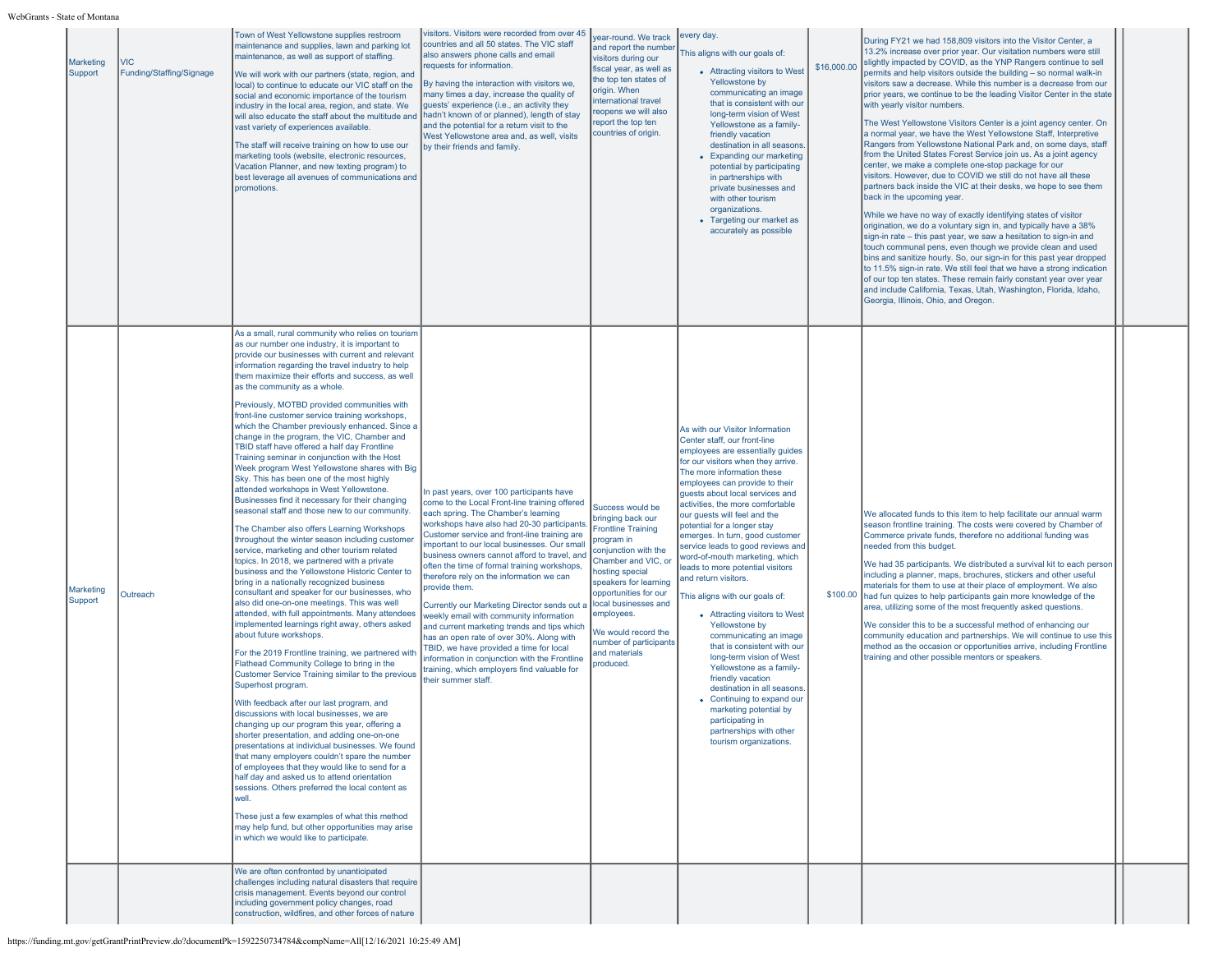| | | | | | | | | | |
|---|---|---|---|---|---|---|---|---|---|
| Marketing Support | VIC Funding/Staffing/Signage | Town of West Yellowstone supplies restroom maintenance and supplies, lawn and parking lot maintenance, as well as support of staffing.<br><br>We will work with our partners (state, region, and local) to continue to educate our VIC staff on the social and economic importance of the tourism industry in the local area, region, and state. We will also educate the staff about the multitude and vast variety of experiences available.<br><br>The staff will receive training on how to use our marketing tools (website, electronic resources, Vacation Planner, and new texting program) to best leverage all avenues of communications and promotions. | visitors. Visitors were recorded from over 45 countries and all 50 states. The VIC staff also answers phone calls and email requests for information.<br><br>By having the interaction with visitors we, many times a day, increase the quality of guests' experience (i.e., an activity they hadn't known of or planned), length of stay and the potential for a return visit to the West Yellowstone area and, as well, visits by their friends and family. | year-round. We track and report the number visitors during our fiscal year, as well as the top ten states of origin. When international travel reopens we will also report the top ten countries of origin. | every day.<br><br>This aligns with our goals of:<br>• Attracting visitors to West Yellowstone by communicating an image that is consistent with our long-term vision of West Yellowstone as a family-friendly vacation destination in all seasons.<br>• Expanding our marketing potential by participating in partnerships with private businesses and with other tourism organizations.<br>• Targeting our market as accurately as possible | $16,000.00 | During FY21 we had 158,809 visitors into the Visitor Center, a 13.2% increase over prior year. Our visitation numbers were still slightly impacted by COVID, as the YNP Rangers continue to sell permits and help visitors outside the building – so normal walk-in visitors saw a decrease. While this number is a decrease from our prior years, we continue to be the leading Visitor Center in the state with yearly visitor numbers.<br><br>The West Yellowstone Visitors Center is a joint agency center. On a normal year, we have the West Yellowstone Staff, Interpretive Rangers from Yellowstone National Park and, on some days, staff from the United States Forest Service join us. As a joint agency center, we make a complete one-stop package for our visitors. However, due to COVID we still do not have all these partners back inside the VIC at their desks, we hope to see them back in the upcoming year.<br><br>While we have no way of exactly identifying states of visitor origination, we do a voluntary sign in, and typically have a 38% sign-in rate – this past year, we saw a hesitation to sign-in and touch communal pens, even though we provide clean and used bins and sanitize hourly. So, our sign-in for this past year dropped to 11.5% sign-in rate. We still feel that we have a strong indication of our top ten states. These remain fairly constant year over year and include California, Texas, Utah, Washington, Florida, Idaho, Georgia, Illinois, Ohio, and Oregon. | | |
| Marketing Support | Outreach | As a small, rural community who relies on tourism as our number one industry, it is important to provide our businesses with current and relevant information regarding the travel industry to help them maximize their efforts and success, as well as the community as a whole.<br><br>Previously, MOTBD provided communities with front-line customer service training workshops, which the Chamber previously enhanced. Since a change in the program, the VIC, Chamber and TBID staff have offered a half day Frontline Training seminar in conjunction with the Host Week program West Yellowstone shares with Big Sky. This has been one of the most highly attended workshops in West Yellowstone. Businesses find it necessary for their changing seasonal staff and those new to our community.<br><br>The Chamber also offers Learning Workshops throughout the winter season including customer service, marketing and other tourism related topics. In 2018, we partnered with a private business and the Yellowstone Historic Center to bring in a nationally recognized business consultant and speaker for our businesses, who also did one-on-one meetings. This was well attended, with full appointments. Many attendees implemented learnings right away, others asked about future workshops.<br><br>For the 2019 Frontline training, we partnered with Flathead Community College to bring in the Customer Service Training similar to the previous Superhost program.<br><br>With feedback after our last program, and discussions with local businesses, we are changing up our program this year, offering a shorter presentation, and adding one-on-one presentations at individual businesses. We found that many employers couldn't spare the number of employees that they would like to send for a half day and asked us to attend orientation sessions. Others preferred the local content as well.<br><br>These just a few examples of what this method may help fund, but other opportunities may arise in which we would like to participate. | In past years, over 100 participants have come to the Local Front-line training offered each spring. The Chamber's learning workshops have also had 20-30 participants. Customer service and front-line training are important to our local businesses. Our small business owners cannot afford to travel, and often the time of formal training workshops, therefore rely on the information we can provide them.<br><br>Currently our Marketing Director sends out a weekly email with community information and current marketing trends and tips which has an open rate of over 30%. Along with TBID, we have provided a time for local information in conjunction with the Frontline training, which employers find valuable for their summer staff. | Success would be bringing back our Frontline Training program in conjunction with the Chamber and VIC, or hosting special speakers for learning opportunities for our local businesses and employees.<br><br>We would record the number of participants and materials produced. | As with our Visitor Information Center staff, our front-line employees are essentially guides for our visitors when they arrive. The more information these employees can provide to their guests about local services and activities, the more comfortable our guests will feel and the potential for a longer stay emerges. In turn, good customer service leads to good reviews and word-of-mouth marketing, which leads to more potential visitors and return visitors.<br><br>This aligns with our goals of:<br>• Attracting visitors to West Yellowstone by communicating an image that is consistent with our long-term vision of West Yellowstone as a family-friendly vacation destination in all seasons.<br>• Continuing to expand our marketing potential by participating in partnerships with other tourism organizations. | $100.00 | We allocated funds to this item to help facilitate our annual warm season frontline training. The costs were covered by Chamber of Commerce private funds, therefore no additional funding was needed from this budget.<br><br>We had 35 participants. We distributed a survival kit to each person including a planner, maps, brochures, stickers and other useful materials for them to use at their place of employment. We also had fun quizes to help participants gain more knowledge of the area, utilizing some of the most frequently asked questions.<br><br>We consider this to be a successful method of enhancing our community education and partnerships. We will continue to use this method as the occasion or opportunities arive, including Frontline training and other possible mentors or speakers. | | |
| | | We are often confronted by unanticipated challenges including natural disasters that require crisis management. Events beyond our control including government policy changes, road construction, wildfires, and other forces of nature | | | | | | | |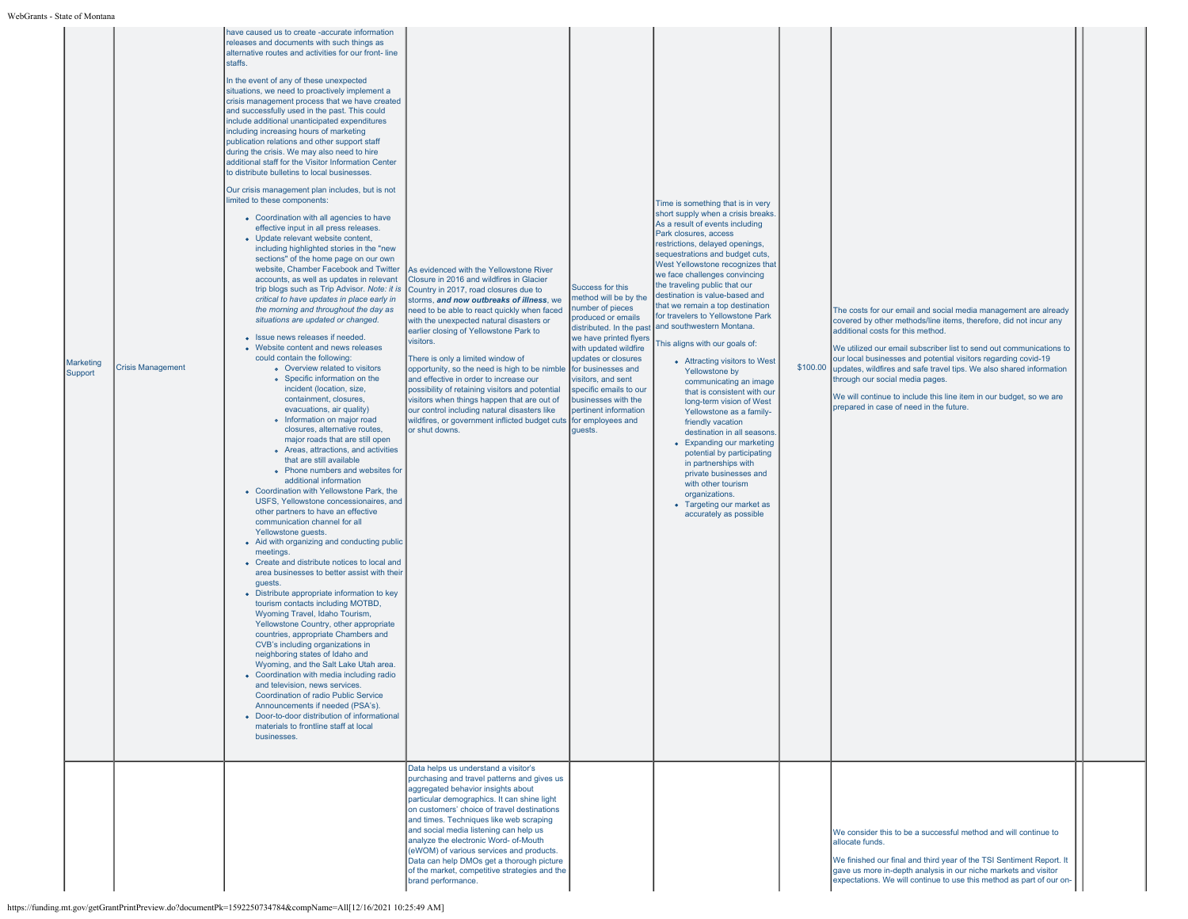| | | | | | | | | | |
|---|---|---|---|---|---|---|---|---|---|
| Marketing Support | Crisis Management | have caused us to create -accurate information releases and documents with such things as alternative routes and activities for our front- line staffs.<br><br>In the event of any of these unexpected situations, we need to proactively implement a crisis management process that we have created and successfully used in the past. This could include additional unanticipated expenditures including increasing hours of marketing publication relations and other support staff during the crisis. We may also need to hire additional staff for the Visitor Information Center to distribute bulletins to local businesses.<br><br>Our crisis management plan includes, but is not limited to these components:<br><br>• Coordination with all agencies to have effective input in all press releases.<br>• Update relevant website content, including highlighted stories in the "new sections" of the home page on our own website, Chamber Facebook and Twitter accounts, as well as updates in relevant trip blogs such as Trip Advisor. *Note: it is critical to have updates in place early in the morning and throughout the day as situations are updated or changed.*<br>• Issue news releases if needed.<br>• Website content and news releases could contain the following:<br>  ◦ Overview related to visitors<br>  ◦ Specific information on the incident (location, size, containment, closures, evacuations, air quality)<br>  ◦ Information on major road closures, alternative routes, major roads that are still open<br>  ◦ Areas, attractions, and activities that are still available<br>  ◦ Phone numbers and websites for additional information<br>• Coordination with Yellowstone Park, the USFS, Yellowstone concessionaires, and other partners to have an effective communication channel for all Yellowstone guests.<br>• Aid with organizing and conducting public meetings.<br>• Create and distribute notices to local and area businesses to better assist with their guests.<br>• Distribute appropriate information to key tourism contacts including MOTBD, Wyoming Travel, Idaho Tourism, Yellowstone Country, other appropriate countries, appropriate Chambers and CVB's including organizations in neighboring states of Idaho and Wyoming, and the Salt Lake Utah area.<br>• Coordination with media including radio and television, news services. Coordination of radio Public Service Announcements if needed (PSA's).<br>• Door-to-door distribution of informational materials to frontline staff at local businesses. | As evidenced with the Yellowstone River Closure in 2016 and wildfires in Glacier Country in 2017, road closures due to storms, ***and now outbreaks of illness***, we need to be able to react quickly when faced with the unexpected natural disasters or earlier closing of Yellowstone Park to visitors.<br><br>There is only a limited window of opportunity, so the need is high to be nimble and effective in order to increase our possibility of retaining visitors and potential visitors when things happen that are out of our control including natural disasters like wildfires, or government inflicted budget cuts or shut downs. | Success for this method will be by the number of pieces produced or emails distributed. In the past we have printed flyers with updated wildfire updates or closures for businesses and visitors, and sent specific emails to our businesses with the pertinent information for employees and guests. | Time is something that is in very short supply when a crisis breaks. As a result of events including Park closures, access restrictions, delayed openings, sequestrations and budget cuts, West Yellowstone recognizes that we face challenges convincing the traveling public that our destination is value-based and that we remain a top destination for travelers to Yellowstone Park and southwestern Montana.<br><br>This aligns with our goals of:<br><br>• Attracting visitors to West Yellowstone by communicating an image that is consistent with our long-term vision of West Yellowstone as a family-friendly vacation destination in all seasons.<br>• Expanding our marketing potential by participating in partnerships with private businesses and with other tourism organizations.<br>• Targeting our market as accurately as possible | $100.00 | The costs for our email and social media management are already covered by other methods/line items, therefore, did not incur any additional costs for this method.<br><br>We utilized our email subscriber list to send out communications to our local businesses and potential visitors regarding covid-19 updates, wildfires and safe travel tips. We also shared information through our social media pages.<br><br>We will continue to include this line item in our budget, so we are prepared in case of need in the future. | | |
| | | | Data helps us understand a visitor's purchasing and travel patterns and gives us aggregated behavior insights about particular demographics. It can shine light on customers' choice of travel destinations and times. Techniques like web scraping and social media listening can help us analyze the electronic Word- of-Mouth (eWOM) of various services and products. Data can help DMOs get a thorough picture of the market, competitive strategies and the brand performance. | | | | We consider this to be a successful method and will continue to allocate funds.<br><br>We finished our final and third year of the TSI Sentiment Report. It gave us more in-depth analysis in our niche markets and visitor expectations. We will continue to use this method as part of our on- | | |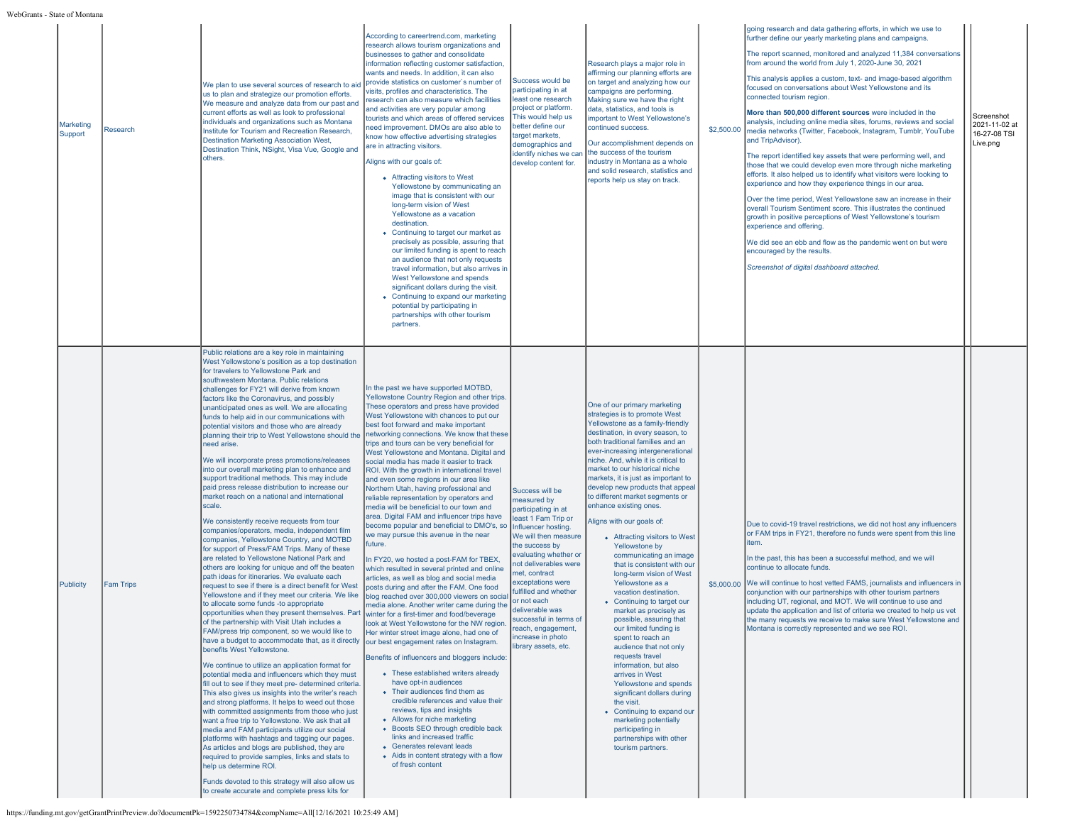| Marketing Support | Research | We plan to use several sources of research to aid us to plan and strategize our promotion efforts. We measure and analyze data from our past and current efforts as well as look to professional individuals and organizations such as Montana Institute for Tourism and Recreation Research, Destination Marketing Association West, Destination Think, NSight, Visa Vue, Google and others. | According to careertrend.com, marketing research allows tourism organizations and businesses to gather and consolidate information reflecting customer satisfaction, wants and needs. In addition, it can also provide statistics on customer`s number of visits, profiles and characteristics. The research can also measure which facilities and activities are very popular among tourists and which areas of offered services need improvement. DMOs are also able to know how effective advertising strategies are in attracting visitors.<br><br>Aligns with our goals of:<br>• Attracting visitors to West Yellowstone by communicating an image that is consistent with our long-term vision of West Yellowstone as a vacation destination.<br>• Continuing to target our market as precisely as possible, assuring that our limited funding is spent to reach an audience that not only requests travel information, but also arrives in West Yellowstone and spends significant dollars during the visit.<br>• Continuing to expand our marketing potential by participating in partnerships with other tourism partners. | Success would be participating in at least one research project or platform. This would help us better define our target markets, demographics and identify niches we can develop content for. | Research plays a major role in affirming our planning efforts are on target and analyzing how our campaigns are performing. Making sure we have the right data, statistics, and tools is important to West Yellowstone's continued success.<br><br>Our accomplishment depends on the success of the tourism industry in Montana as a whole and solid research, statistics and reports help us stay on track. | $2,500.00 | going research and data gathering efforts, in which we use to further define our yearly marketing plans and campaigns.<br><br>The report scanned, monitored and analyzed 11,384 conversations from around the world from July 1, 2020-June 30, 2021<br><br>This analysis applies a custom, text- and image-based algorithm focused on conversations about West Yellowstone and its connected tourism region.<br><br>**More than 500,000 different sources** were included in the analysis, including online media sites, forums, reviews and social media networks (Twitter, Facebook, Instagram, Tumblr, YouTube and TripAdvisor).<br><br>The report identified key assets that were performing well, and those that we could develop even more through niche marketing efforts. It also helped us to identify what visitors were looking to experience and how they experience things in our area.<br><br>Over the time period, West Yellowstone saw an increase in their overall Tourism Sentiment score. This illustrates the continued growth in positive perceptions of West Yellowstone's tourism experience and offering.<br><br>We did see an ebb and flow as the pandemic went on but were encouraged by the results.<br><br>*Screenshot of digital dashboard attached.* | | Screenshot 2021-11-02 at 16-27-08 TSI Live.png |
|---|---|---|---|---|---|---|---|---|---|
| Publicity | Fam Trips | Public relations are a key role in maintaining West Yellowstone's position as a top destination for travelers to Yellowstone Park and southwestern Montana. Public relations challenges for FY21 will derive from known factors like the Coronavirus, and possibly unanticipated ones as well. We are allocating funds to help aid in our communications with potential visitors and those who are already planning their trip to West Yellowstone should the need arise.<br><br>We will incorporate press promotions/releases into our overall marketing plan to enhance and support traditional methods. This may include paid press release distribution to increase our market reach on a national and international scale.<br><br>We consistently receive requests from tour companies/operators, media, independent film companies, Yellowstone Country, and MOTBD for support of Press/FAM Trips. Many of these are related to Yellowstone National Park and others are looking for unique and off the beaten path ideas for itineraries. We evaluate each request to see if there is a direct benefit for West Yellowstone and if they meet our criteria. We like to allocate some funds -to appropriate opportunities when they present themselves. Part of the partnership with Visit Utah includes a FAM/press trip component, so we would like to have a budget to accommodate that, as it directly benefits West Yellowstone.<br><br>We continue to utilize an application format for potential media and influencers which they must fill out to see if they meet pre- determined criteria. This also gives us insights into the writer's reach and strong platforms. It helps to weed out those with committed assignments from those who just want a free trip to Yellowstone. We ask that all media and FAM participants utilize our social platforms with hashtags and tagging our pages. As articles and blogs are published, they are required to provide samples, links and stats to help us determine ROI.<br><br>Funds devoted to this strategy will also allow us to create accurate and complete press kits for | In the past we have supported MOTBD, Yellowstone Country Region and other trips. These operators and press have provided West Yellowstone with chances to put our best foot forward and make important networking connections. We know that these trips and tours can be very beneficial for West Yellowstone and Montana. Digital and social media has made it easier to track ROI. With the growth in international travel and even some regions in our area like Northern Utah, having professional and reliable representation by operators and media will be beneficial to our town and area. Digital FAM and influencer trips have become popular and beneficial to DMO's, so we may pursue this avenue in the near future.<br><br>In FY20, we hosted a post-FAM for TBEX, which resulted in several printed and online articles, as well as blog and social media posts during and after the FAM. One food blog reached over 300,000 viewers on social media alone. Another writer came during the winter for a first-timer and food/beverage look at West Yellowstone for the NW region. Her winter street image alone, had one of our best engagement rates on Instagram.<br><br>Benefits of influencers and bloggers include:<br>• These established writers already have opt-in audiences<br>• Their audiences find them as credible references and value their reviews, tips and insights<br>• Allows for niche marketing<br>• Boosts SEO through credible back links and increased traffic<br>• Generates relevant leads<br>• Aids in content strategy with a flow of fresh content | Success will be measured by participating in at least 1 Fam Trip or Influencer hosting. We will then measure the success by evaluating whether or not deliverables were met, contract exceptations were fulfilled and whether or not each deliverable was successful in terms of reach, engagement, increase in photo library assets, etc. | One of our primary marketing strategies is to promote West Yellowstone as a family-friendly destination, in every season, to both traditional families and an ever-increasing intergenerational niche. And, while it is critical to market to our historical niche markets, it is just as important to develop new products that appeal to different market segments or enhance existing ones.<br><br>Aligns with our goals of:<br>• Attracting visitors to West Yellowstone by communicating an image that is consistent with our long-term vision of West Yellowstone as a vacation destination.<br>• Continuing to target our market as precisely as possible, assuring that our limited funding is spent to reach an audience that not only requests travel information, but also arrives in West Yellowstone and spends significant dollars during the visit.<br>• Continuing to expand our marketing potentially participating in partnerships with other tourism partners. | $5,000.00 | Due to covid-19 travel restrictions, we did not host any influencers or FAM trips in FY21, therefore no funds were spent from this line item.<br><br>In the past, this has been a successful method, and we will continue to allocate funds.<br><br>We will continue to host vetted FAMS, journalists and influencers in conjunction with our partnerships with other tourism partners including UT, regional, and MOT. We will continue to use and update the application and list of criteria we created to help us vet the many requests we receive to make sure West Yellowstone and Montana is correctly represented and we see ROI. | | |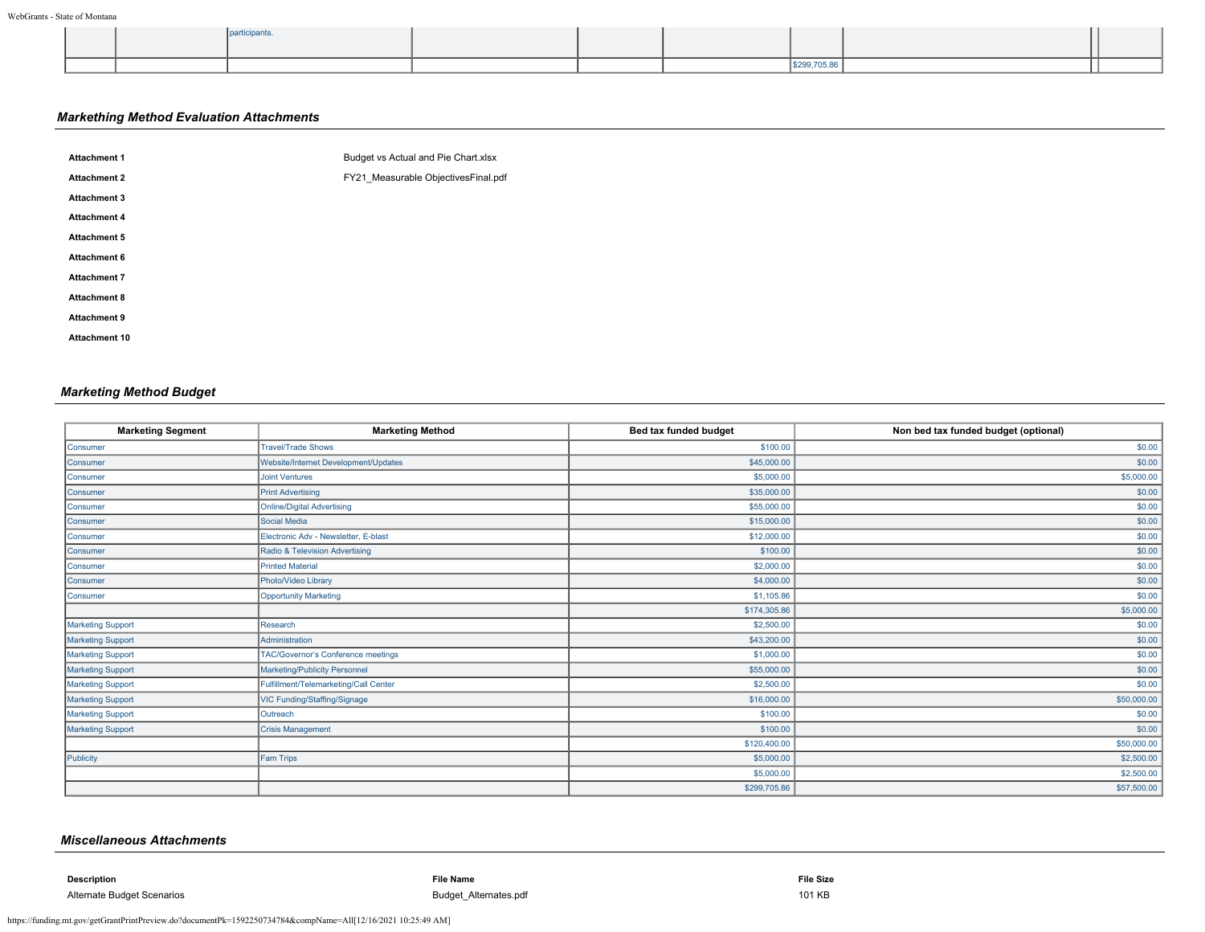| | | participants. | | | | | | | |
|---|---|---|---|---|---|---|---|---|---|
| | | | | | | $299,705.86 | | | |

### *Markething Method Evaluation Attachments*

| | |
|---|---|
| **Attachment 1** | Budget vs Actual and Pie Chart.xlsx |
| **Attachment 2** | FY21_Measurable ObjectivesFinal.pdf |
| **Attachment 3** | |
| **Attachment 4** | |
| **Attachment 5** | |
| **Attachment 6** | |
| **Attachment 7** | |
| **Attachment 8** | |
| **Attachment 9** | |
| **Attachment 10** | |

### *Marketing Method Budget*

| Marketing Segment | Marketing Method | Bed tax funded budget | Non bed tax funded budget (optional) |
|---|---|---|---|
| Consumer | Travel/Trade Shows | $100.00 | $0.00 |
| Consumer | Website/Internet Development/Updates | $45,000.00 | $0.00 |
| Consumer | Joint Ventures | $5,000.00 | $5,000.00 |
| Consumer | Print Advertising | $35,000.00 | $0.00 |
| Consumer | Online/Digital Advertising | $55,000.00 | $0.00 |
| Consumer | Social Media | $15,000.00 | $0.00 |
| Consumer | Electronic Adv - Newsletter, E-blast | $12,000.00 | $0.00 |
| Consumer | Radio & Television Advertising | $100.00 | $0.00 |
| Consumer | Printed Material | $2,000.00 | $0.00 |
| Consumer | Photo/Video Library | $4,000.00 | $0.00 |
| Consumer | Opportunity Marketing | $1,105.86 | $0.00 |
| | | $174,305.86 | $5,000.00 |
| Marketing Support | Research | $2,500.00 | $0.00 |
| Marketing Support | Administration | $43,200.00 | $0.00 |
| Marketing Support | TAC/Governor's Conference meetings | $1,000.00 | $0.00 |
| Marketing Support | Marketing/Publicity Personnel | $55,000.00 | $0.00 |
| Marketing Support | Fulfillment/Telemarketing/Call Center | $2,500.00 | $0.00 |
| Marketing Support | VIC Funding/Staffing/Signage | $16,000.00 | $50,000.00 |
| Marketing Support | Outreach | $100.00 | $0.00 |
| Marketing Support | Crisis Management | $100.00 | $0.00 |
| | | $120,400.00 | $50,000.00 |
| Publicity | Fam Trips | $5,000.00 | $2,500.00 |
| | | $5,000.00 | $2,500.00 |
| | | $299,705.86 | $57,500.00 |

### *Miscellaneous Attachments*

| Description | File Name | File Size |
|---|---|---|
| Alternate Budget Scenarios | Budget_Alternates.pdf | 101 KB |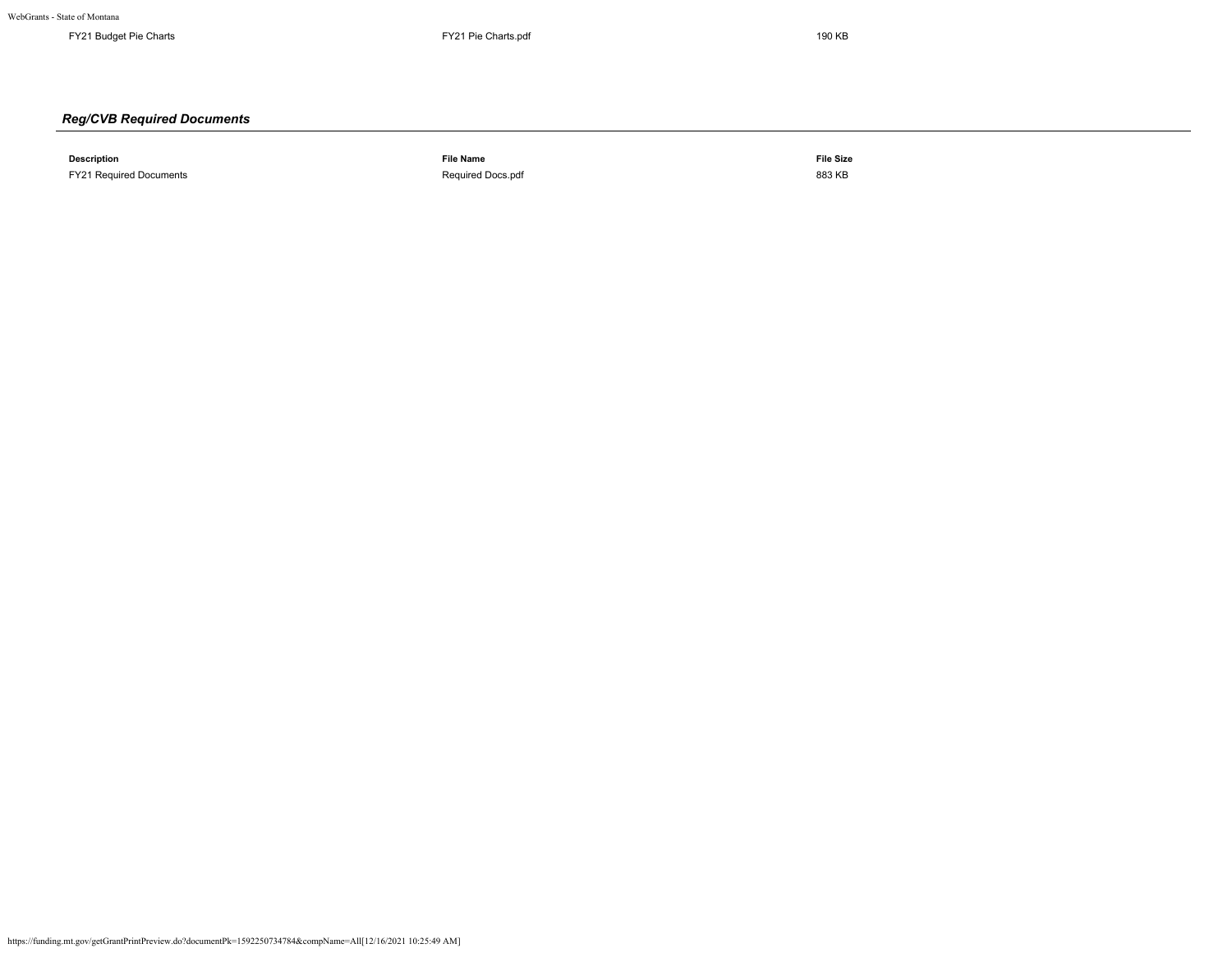| | | |
|---|---|---|
| FY21 Budget Pie Charts | FY21 Pie Charts.pdf | 190 KB |

### *Reg/CVB Required Documents*

| Description | File Name | File Size |
|---|---|---|
| FY21 Required Documents | Required Docs.pdf | 883 KB |